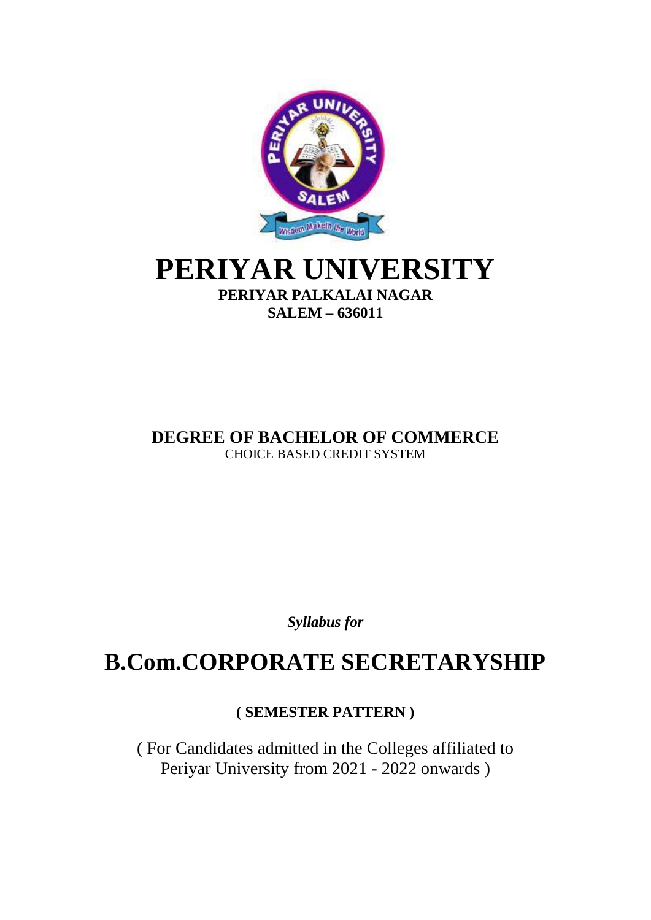# PERIYAR UNIVERSITY

**PERIYAR PALKALAI NAGAR**
**SALEM – 636011**

**DEGREE OF BACHELOR OF COMMERCE**
CHOICE BASED CREDIT SYSTEM

***Syllabus for***

# B.Com.CORPORATE SECRETARYSHIP

**( SEMESTER PATTERN )**

( For Candidates admitted in the Colleges affiliated to Periyar University from 2021 - 2022 onwards )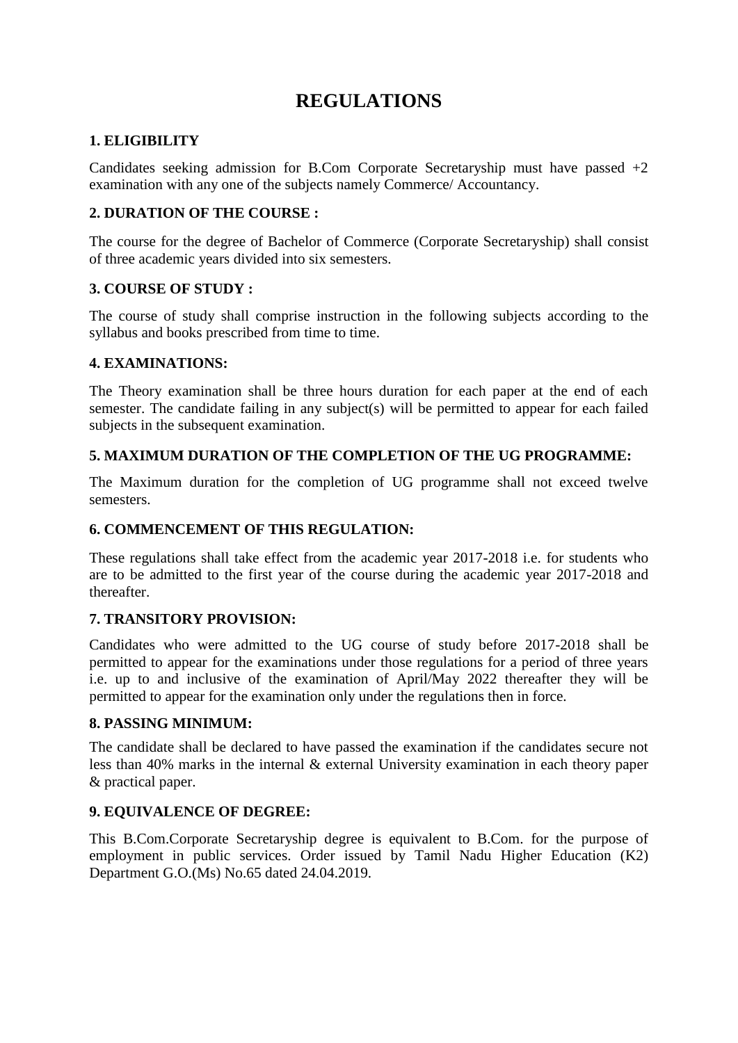# REGULATIONS

## 1. ELIGIBILITY

Candidates seeking admission for B.Com Corporate Secretaryship must have passed +2 examination with any one of the subjects namely Commerce/ Accountancy.

## 2. DURATION OF THE COURSE :

The course for the degree of Bachelor of Commerce (Corporate Secretaryship) shall consist of three academic years divided into six semesters.

## 3. COURSE OF STUDY :

The course of study shall comprise instruction in the following subjects according to the syllabus and books prescribed from time to time.

## 4. EXAMINATIONS:

The Theory examination shall be three hours duration for each paper at the end of each semester. The candidate failing in any subject(s) will be permitted to appear for each failed subjects in the subsequent examination.

## 5. MAXIMUM DURATION OF THE COMPLETION OF THE UG PROGRAMME:

The Maximum duration for the completion of UG programme shall not exceed twelve semesters.

## 6. COMMENCEMENT OF THIS REGULATION:

These regulations shall take effect from the academic year 2017-2018 i.e. for students who are to be admitted to the first year of the course during the academic year 2017-2018 and thereafter.

## 7. TRANSITORY PROVISION:

Candidates who were admitted to the UG course of study before 2017-2018 shall be permitted to appear for the examinations under those regulations for a period of three years i.e. up to and inclusive of the examination of April/May 2022 thereafter they will be permitted to appear for the examination only under the regulations then in force.

## 8. PASSING MINIMUM:

The candidate shall be declared to have passed the examination if the candidates secure not less than 40% marks in the internal & external University examination in each theory paper & practical paper.

## 9. EQUIVALENCE OF DEGREE:

This B.Com.Corporate Secretaryship degree is equivalent to B.Com. for the purpose of employment in public services. Order issued by Tamil Nadu Higher Education (K2) Department G.O.(Ms) No.65 dated 24.04.2019.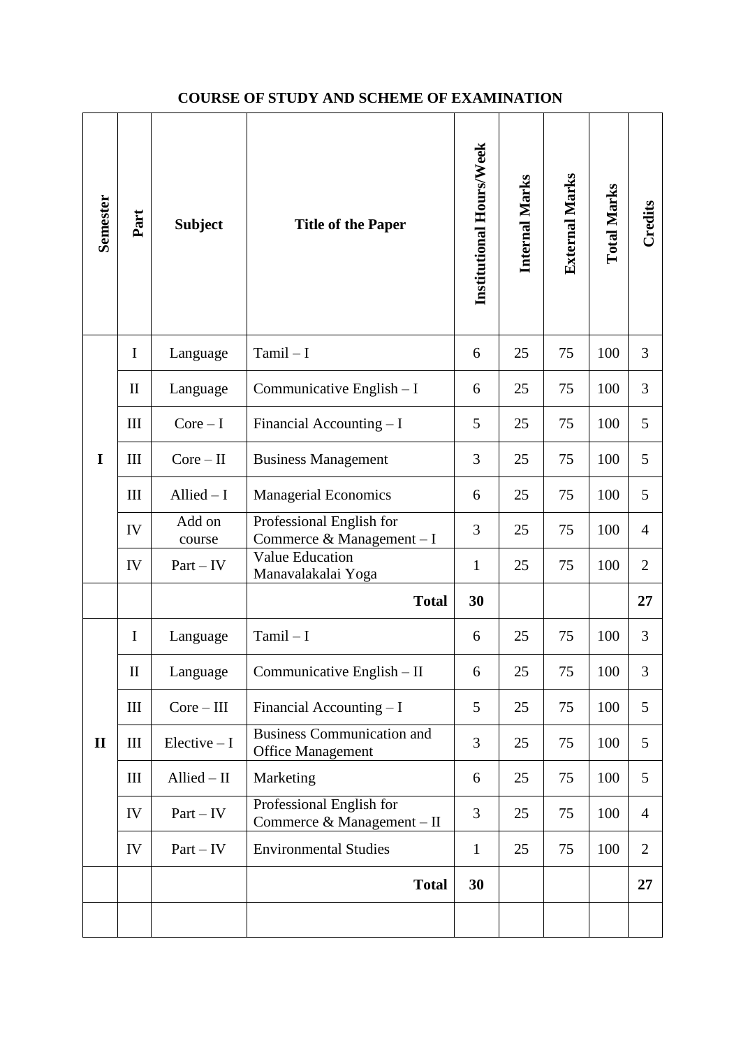## COURSE OF STUDY AND SCHEME OF EXAMINATION

| Semester | Part | Subject | Title of the Paper | Institutional Hours/Week | Internal Marks | External Marks | Total Marks | Credits |
|---|---|---|---|---|---|---|---|---|
| I | I | Language | Tamil – I | 6 | 25 | 75 | 100 | 3 |
| | II | Language | Communicative English – I | 6 | 25 | 75 | 100 | 3 |
| | III | Core – I | Financial Accounting – I | 5 | 25 | 75 | 100 | 5 |
| | III | Core – II | Business Management | 3 | 25 | 75 | 100 | 5 |
| | III | Allied – I | Managerial Economics | 6 | 25 | 75 | 100 | 5 |
| | IV | Add on course | Professional English for Commerce & Management – I | 3 | 25 | 75 | 100 | 4 |
| | IV | Part – IV | Value Education Manavalakalai Yoga | 1 | 25 | 75 | 100 | 2 |
| | | | **Total** | **30** | | | | **27** |
| II | I | Language | Tamil – I | 6 | 25 | 75 | 100 | 3 |
| | II | Language | Communicative English – II | 6 | 25 | 75 | 100 | 3 |
| | III | Core – III | Financial Accounting – I | 5 | 25 | 75 | 100 | 5 |
| | III | Elective – I | Business Communication and Office Management | 3 | 25 | 75 | 100 | 5 |
| | III | Allied – II | Marketing | 6 | 25 | 75 | 100 | 5 |
| | IV | Part – IV | Professional English for Commerce & Management – II | 3 | 25 | 75 | 100 | 4 |
| | IV | Part – IV | Environmental Studies | 1 | 25 | 75 | 100 | 2 |
| | | | **Total** | **30** | | | | **27** |
| | | | | | | | | |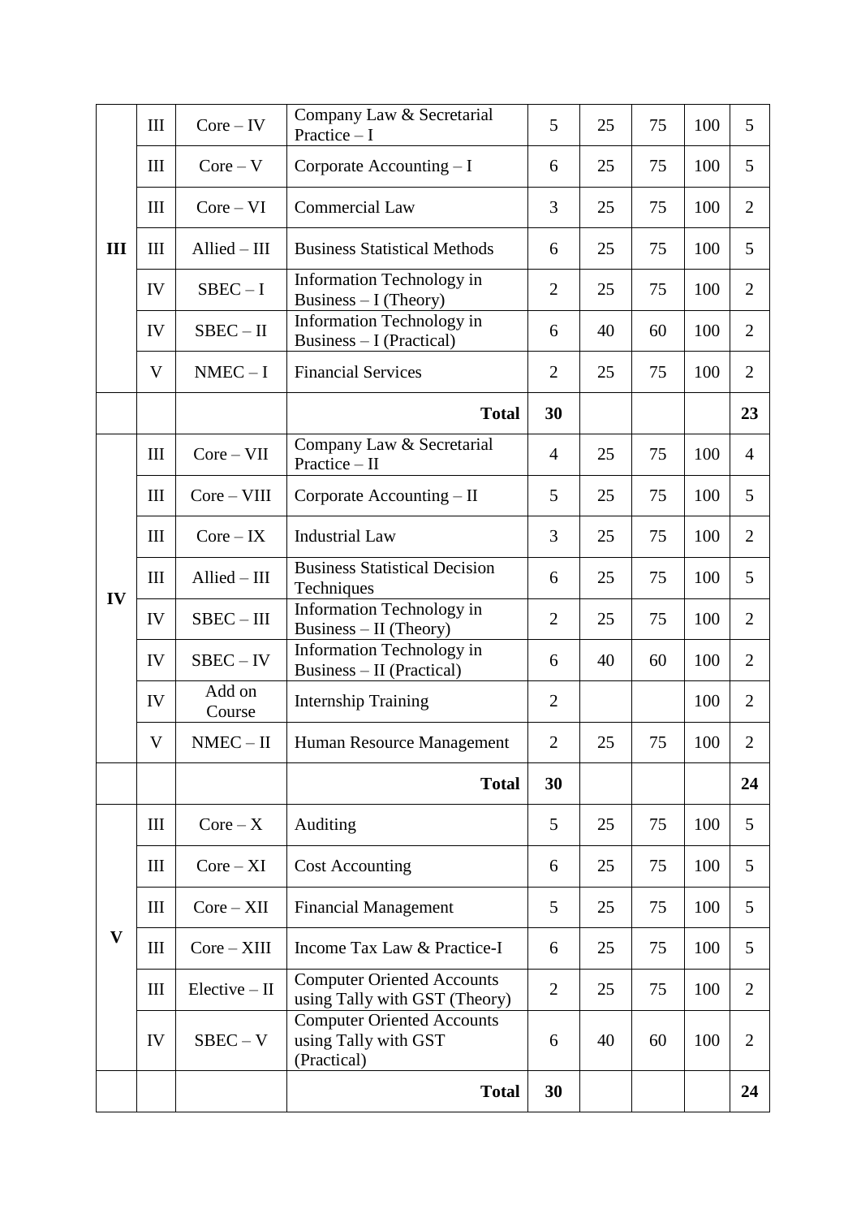| | | | | | | | | |
|---|---|---|---|---|---|---|---|---|
| **III** | III | Core – IV | Company Law & Secretarial Practice – I | 5 | 25 | 75 | 100 | 5 |
| | III | Core – V | Corporate Accounting – I | 6 | 25 | 75 | 100 | 5 |
| | III | Core – VI | Commercial Law | 3 | 25 | 75 | 100 | 2 |
| | III | Allied – III | Business Statistical Methods | 6 | 25 | 75 | 100 | 5 |
| | IV | SBEC – I | Information Technology in Business – I (Theory) | 2 | 25 | 75 | 100 | 2 |
| | IV | SBEC – II | Information Technology in Business – I (Practical) | 6 | 40 | 60 | 100 | 2 |
| | V | NMEC – I | Financial Services | 2 | 25 | 75 | 100 | 2 |
| | | | **Total** | **30** | | | | **23** |
| **IV** | III | Core – VII | Company Law & Secretarial Practice – II | 4 | 25 | 75 | 100 | 4 |
| | III | Core – VIII | Corporate Accounting – II | 5 | 25 | 75 | 100 | 5 |
| | III | Core – IX | Industrial Law | 3 | 25 | 75 | 100 | 2 |
| | III | Allied – III | Business Statistical Decision Techniques | 6 | 25 | 75 | 100 | 5 |
| | IV | SBEC – III | Information Technology in Business – II (Theory) | 2 | 25 | 75 | 100 | 2 |
| | IV | SBEC – IV | Information Technology in Business – II (Practical) | 6 | 40 | 60 | 100 | 2 |
| | IV | Add on Course | Internship Training | 2 | | | 100 | 2 |
| | V | NMEC – II | Human Resource Management | 2 | 25 | 75 | 100 | 2 |
| | | | **Total** | **30** | | | | **24** |
| **V** | III | Core – X | Auditing | 5 | 25 | 75 | 100 | 5 |
| | III | Core – XI | Cost Accounting | 6 | 25 | 75 | 100 | 5 |
| | III | Core – XII | Financial Management | 5 | 25 | 75 | 100 | 5 |
| | III | Core – XIII | Income Tax Law & Practice-I | 6 | 25 | 75 | 100 | 5 |
| | III | Elective – II | Computer Oriented Accounts using Tally with GST (Theory) | 2 | 25 | 75 | 100 | 2 |
| | IV | SBEC – V | Computer Oriented Accounts using Tally with GST (Practical) | 6 | 40 | 60 | 100 | 2 |
| | | | **Total** | **30** | | | | **24** |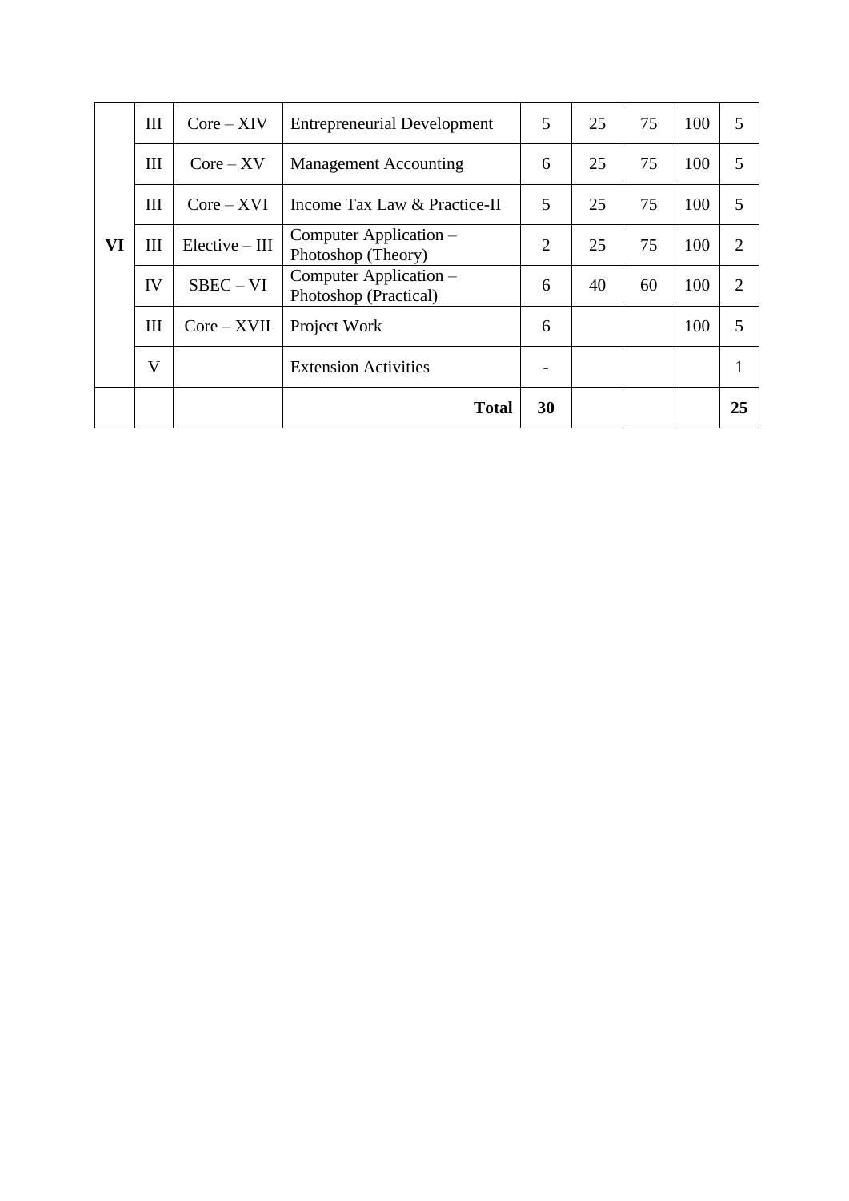| | | | | | | | | |
|---|---|---|---|---|---|---|---|---|
| **VI** | III | Core – XIV | Entrepreneurial Development | 5 | 25 | 75 | 100 | 5 |
| | III | Core – XV | Management Accounting | 6 | 25 | 75 | 100 | 5 |
| | III | Core – XVI | Income Tax Law & Practice-II | 5 | 25 | 75 | 100 | 5 |
| | III | Elective – III | Computer Application – Photoshop (Theory) | 2 | 25 | 75 | 100 | 2 |
| | IV | SBEC – VI | Computer Application – Photoshop (Practical) | 6 | 40 | 60 | 100 | 2 |
| | III | Core – XVII | Project Work | 6 | | | 100 | 5 |
| | V | | Extension Activities | - | | | | 1 |
| | | | **Total** | **30** | | | | **25** |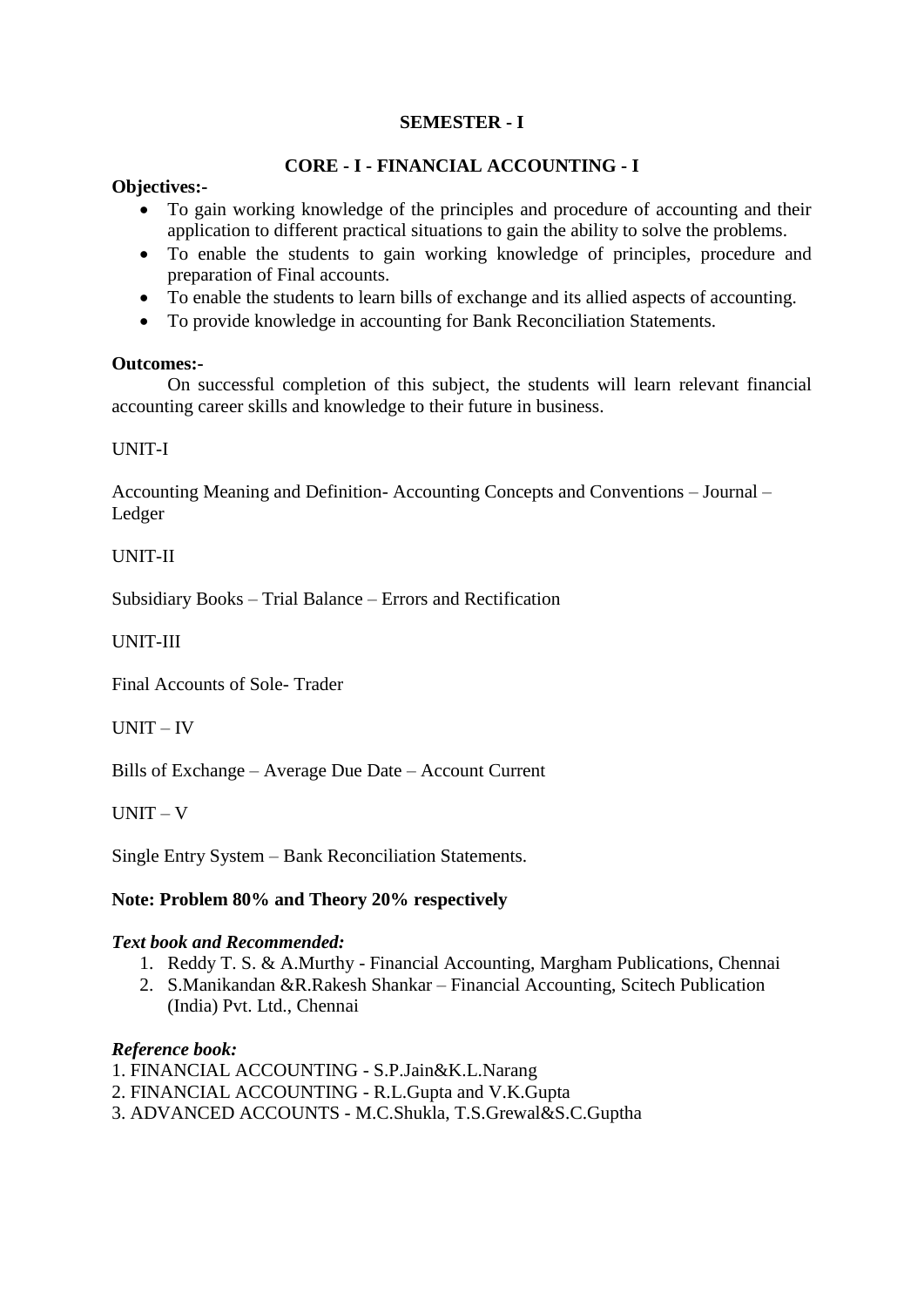## SEMESTER - I

## CORE - I - FINANCIAL ACCOUNTING - I

**Objectives:-**

- To gain working knowledge of the principles and procedure of accounting and their application to different practical situations to gain the ability to solve the problems.
- To enable the students to gain working knowledge of principles, procedure and preparation of Final accounts.
- To enable the students to learn bills of exchange and its allied aspects of accounting.
- To provide knowledge in accounting for Bank Reconciliation Statements.

**Outcomes:-**

On successful completion of this subject, the students will learn relevant financial accounting career skills and knowledge to their future in business.

UNIT-I

Accounting Meaning and Definition- Accounting Concepts and Conventions – Journal – Ledger

UNIT-II

Subsidiary Books – Trial Balance – Errors and Rectification

UNIT-III

Final Accounts of Sole- Trader

UNIT – IV

Bills of Exchange – Average Due Date – Account Current

UNIT – V

Single Entry System – Bank Reconciliation Statements.

**Note: Problem 80% and Theory 20% respectively**

***Text book and Recommended:***

1. Reddy T. S. & A.Murthy - Financial Accounting, Margham Publications, Chennai
2. S.Manikandan &R.Rakesh Shankar – Financial Accounting, Scitech Publication (India) Pvt. Ltd., Chennai

***Reference book:***

1. FINANCIAL ACCOUNTING - S.P.Jain&K.L.Narang
2. FINANCIAL ACCOUNTING - R.L.Gupta and V.K.Gupta
3. ADVANCED ACCOUNTS - M.C.Shukla, T.S.Grewal&S.C.Guptha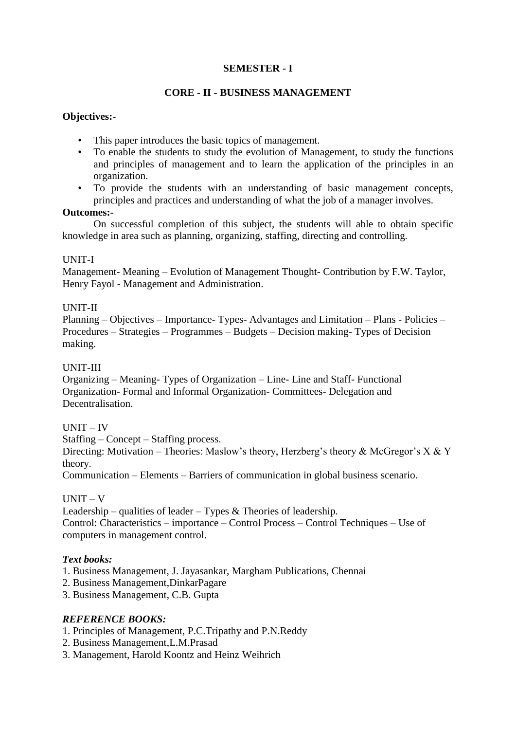## SEMESTER - I

## CORE - II - BUSINESS MANAGEMENT

**Objectives:-**

- This paper introduces the basic topics of management.
- To enable the students to study the evolution of Management, to study the functions and principles of management and to learn the application of the principles in an organization.
- To provide the students with an understanding of basic management concepts, principles and practices and understanding of what the job of a manager involves.

**Outcomes:-**

On successful completion of this subject, the students will able to obtain specific knowledge in area such as planning, organizing, staffing, directing and controlling.

UNIT-I

Management- Meaning – Evolution of Management Thought- Contribution by F.W. Taylor, Henry Fayol - Management and Administration.

UNIT-II

Planning – Objectives – Importance- Types- Advantages and Limitation – Plans - Policies – Procedures – Strategies – Programmes – Budgets – Decision making- Types of Decision making.

UNIT-III

Organizing – Meaning- Types of Organization – Line- Line and Staff- Functional Organization- Formal and Informal Organization- Committees- Delegation and Decentralisation.

UNIT – IV

Staffing – Concept – Staffing process.

Directing: Motivation – Theories: Maslow's theory, Herzberg's theory & McGregor's X & Y theory.

Communication – Elements – Barriers of communication in global business scenario.

UNIT – V

Leadership – qualities of leader – Types & Theories of leadership.

Control: Characteristics – importance – Control Process – Control Techniques – Use of computers in management control.

***Text books:***

1. Business Management, J. Jayasankar, Margham Publications, Chennai
2. Business Management,DinkarPagare
3. Business Management, C.B. Gupta

***REFERENCE BOOKS:***

1. Principles of Management, P.C.Tripathy and P.N.Reddy
2. Business Management,L.M.Prasad
3. Management, Harold Koontz and Heinz Weihrich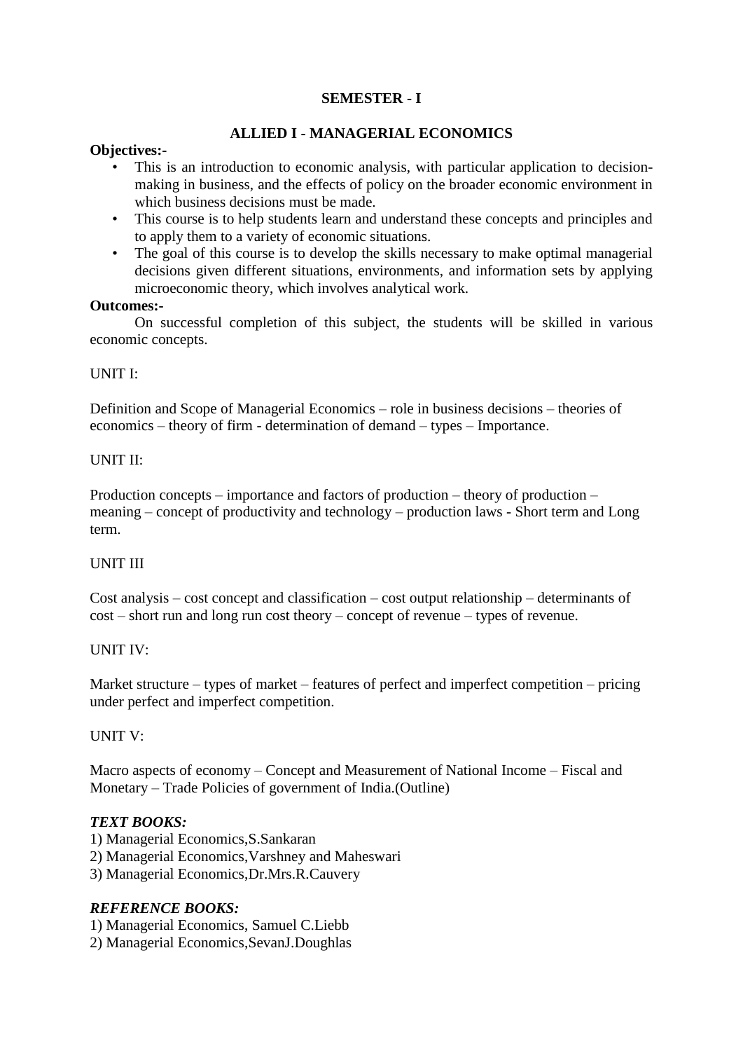## SEMESTER - I

## ALLIED I - MANAGERIAL ECONOMICS

**Objectives:-**

- This is an introduction to economic analysis, with particular application to decision-making in business, and the effects of policy on the broader economic environment in which business decisions must be made.
- This course is to help students learn and understand these concepts and principles and to apply them to a variety of economic situations.
- The goal of this course is to develop the skills necessary to make optimal managerial decisions given different situations, environments, and information sets by applying microeconomic theory, which involves analytical work.

**Outcomes:-**

On successful completion of this subject, the students will be skilled in various economic concepts.

UNIT I:

Definition and Scope of Managerial Economics – role in business decisions – theories of economics – theory of firm - determination of demand – types – Importance.

UNIT II:

Production concepts – importance and factors of production – theory of production – meaning – concept of productivity and technology – production laws - Short term and Long term.

UNIT III

Cost analysis – cost concept and classification – cost output relationship – determinants of cost – short run and long run cost theory – concept of revenue – types of revenue.

UNIT IV:

Market structure – types of market – features of perfect and imperfect competition – pricing under perfect and imperfect competition.

UNIT V:

Macro aspects of economy – Concept and Measurement of National Income – Fiscal and Monetary – Trade Policies of government of India.(Outline)

***TEXT BOOKS:***

1) Managerial Economics,S.Sankaran
2) Managerial Economics,Varshney and Maheswari
3) Managerial Economics,Dr.Mrs.R.Cauvery

***REFERENCE BOOKS:***

1) Managerial Economics, Samuel C.Liebb
2) Managerial Economics,SevanJ.Doughlas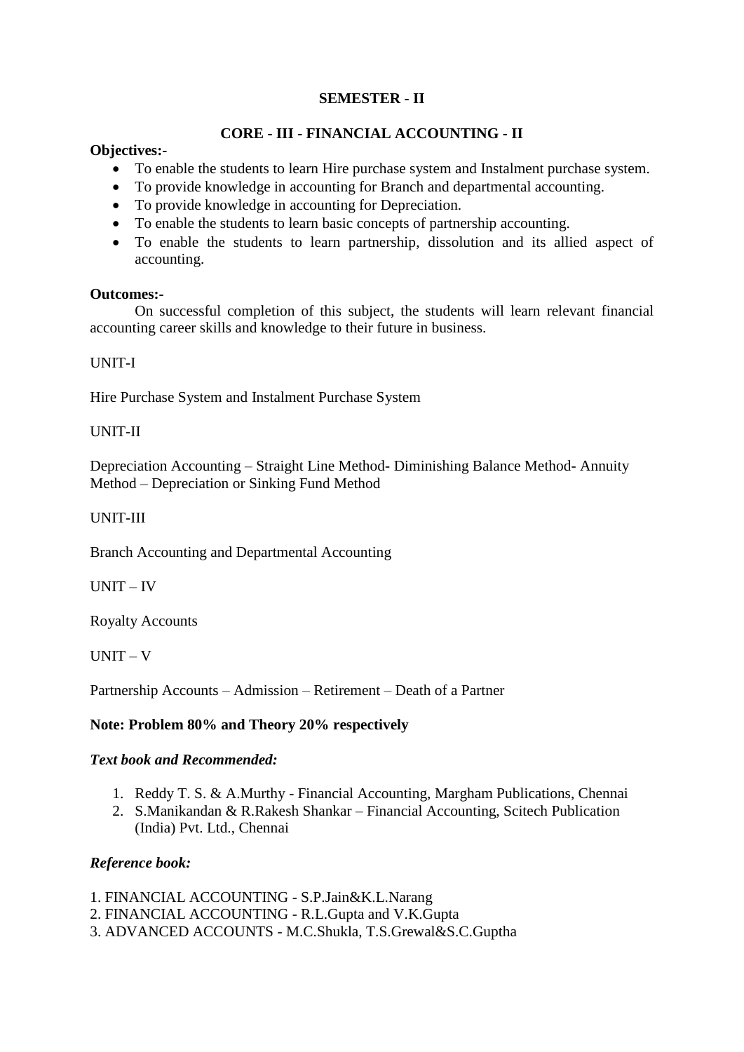## SEMESTER - II

## CORE - III - FINANCIAL ACCOUNTING - II

**Objectives:-**

- To enable the students to learn Hire purchase system and Instalment purchase system.
- To provide knowledge in accounting for Branch and departmental accounting.
- To provide knowledge in accounting for Depreciation.
- To enable the students to learn basic concepts of partnership accounting.
- To enable the students to learn partnership, dissolution and its allied aspect of accounting.

**Outcomes:-**

On successful completion of this subject, the students will learn relevant financial accounting career skills and knowledge to their future in business.

UNIT-I

Hire Purchase System and Instalment Purchase System

UNIT-II

Depreciation Accounting – Straight Line Method- Diminishing Balance Method- Annuity Method – Depreciation or Sinking Fund Method

UNIT-III

Branch Accounting and Departmental Accounting

UNIT – IV

Royalty Accounts

UNIT – V

Partnership Accounts – Admission – Retirement – Death of a Partner

**Note: Problem 80% and Theory 20% respectively**

***Text book and Recommended:***

1. Reddy T. S. & A.Murthy - Financial Accounting, Margham Publications, Chennai
2. S.Manikandan & R.Rakesh Shankar – Financial Accounting, Scitech Publication (India) Pvt. Ltd., Chennai

***Reference book:***

1. FINANCIAL ACCOUNTING - S.P.Jain&K.L.Narang
2. FINANCIAL ACCOUNTING - R.L.Gupta and V.K.Gupta
3. ADVANCED ACCOUNTS - M.C.Shukla, T.S.Grewal&S.C.Guptha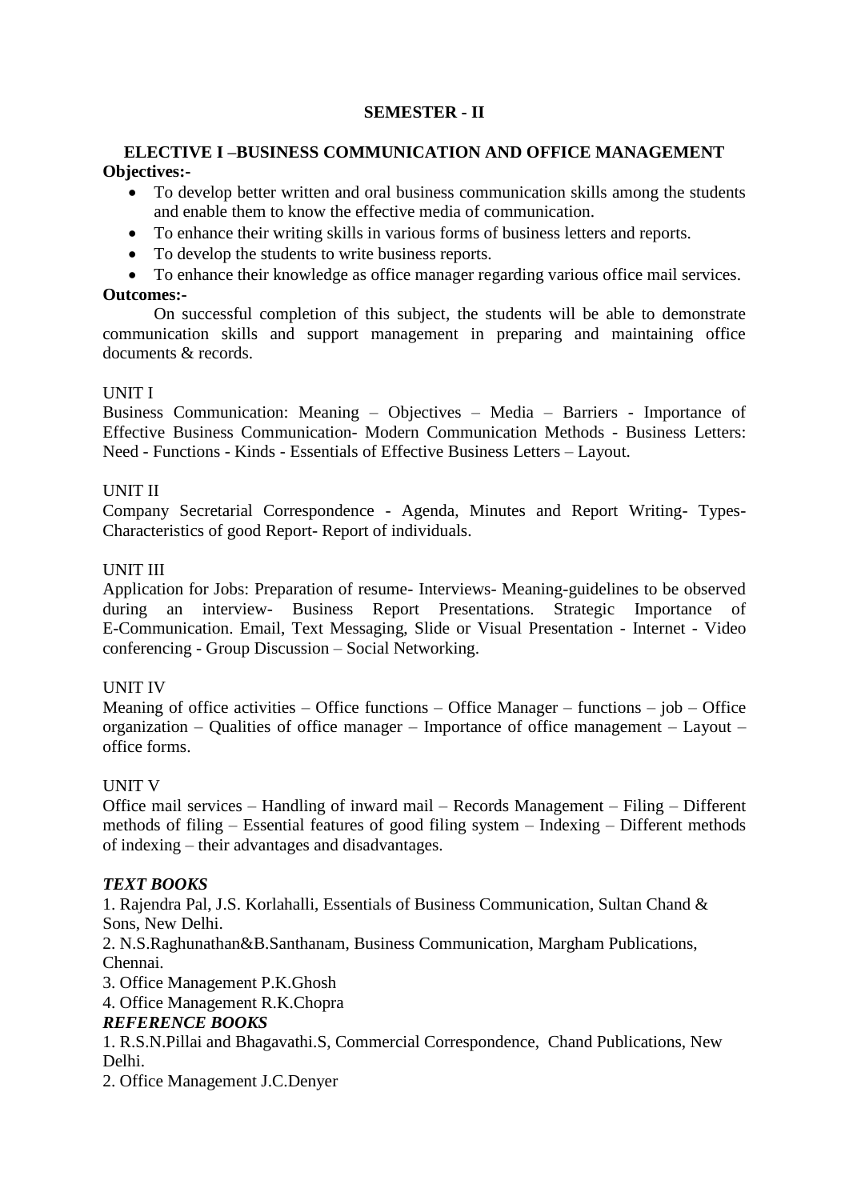## SEMESTER - II

### ELECTIVE I –BUSINESS COMMUNICATION AND OFFICE MANAGEMENT

**Objectives:-**

- To develop better written and oral business communication skills among the students and enable them to know the effective media of communication.
- To enhance their writing skills in various forms of business letters and reports.
- To develop the students to write business reports.
- To enhance their knowledge as office manager regarding various office mail services.

**Outcomes:-**

On successful completion of this subject, the students will be able to demonstrate communication skills and support management in preparing and maintaining office documents & records.

UNIT I

Business Communication: Meaning – Objectives – Media – Barriers - Importance of Effective Business Communication- Modern Communication Methods - Business Letters: Need - Functions - Kinds - Essentials of Effective Business Letters – Layout.

UNIT II

Company Secretarial Correspondence - Agenda, Minutes and Report Writing- Types- Characteristics of good Report- Report of individuals.

UNIT III

Application for Jobs: Preparation of resume- Interviews- Meaning-guidelines to be observed during an interview- Business Report Presentations. Strategic Importance of E-Communication. Email, Text Messaging, Slide or Visual Presentation - Internet - Video conferencing - Group Discussion – Social Networking.

UNIT IV

Meaning of office activities – Office functions – Office Manager – functions – job – Office organization – Qualities of office manager – Importance of office management – Layout – office forms.

UNIT V

Office mail services – Handling of inward mail – Records Management – Filing – Different methods of filing – Essential features of good filing system – Indexing – Different methods of indexing – their advantages and disadvantages.

***TEXT BOOKS***

1. Rajendra Pal, J.S. Korlahalli, Essentials of Business Communication, Sultan Chand & Sons, New Delhi.
2. N.S.Raghunathan&B.Santhanam, Business Communication, Margham Publications, Chennai.
3. Office Management P.K.Ghosh
4. Office Management R.K.Chopra

***REFERENCE BOOKS***

1. R.S.N.Pillai and Bhagavathi.S, Commercial Correspondence, Chand Publications, New Delhi.
2. Office Management J.C.Denyer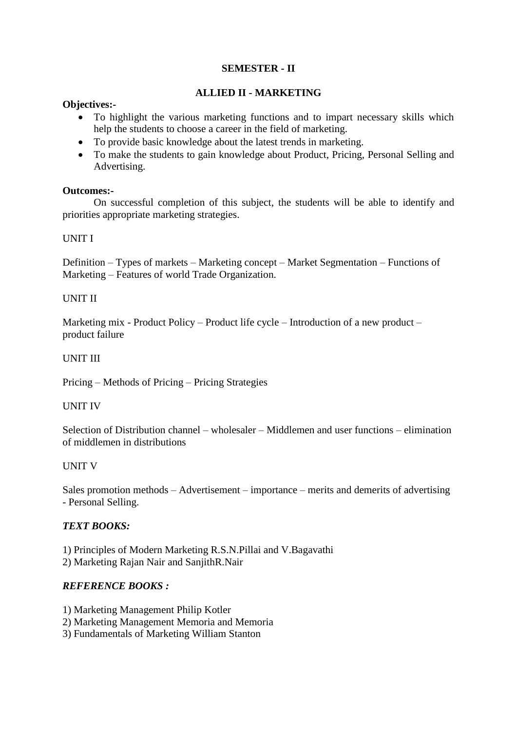## SEMESTER - II

## ALLIED II - MARKETING

**Objectives:-**

- To highlight the various marketing functions and to impart necessary skills which help the students to choose a career in the field of marketing.
- To provide basic knowledge about the latest trends in marketing.
- To make the students to gain knowledge about Product, Pricing, Personal Selling and Advertising.

**Outcomes:-**

On successful completion of this subject, the students will be able to identify and priorities appropriate marketing strategies.

UNIT I

Definition – Types of markets – Marketing concept – Market Segmentation – Functions of Marketing – Features of world Trade Organization.

UNIT II

Marketing mix - Product Policy – Product life cycle – Introduction of a new product – product failure

UNIT III

Pricing – Methods of Pricing – Pricing Strategies

UNIT IV

Selection of Distribution channel – wholesaler – Middlemen and user functions – elimination of middlemen in distributions

UNIT V

Sales promotion methods – Advertisement – importance – merits and demerits of advertising - Personal Selling.

***TEXT BOOKS:***

1) Principles of Modern Marketing R.S.N.Pillai and V.Bagavathi
2) Marketing Rajan Nair and SanjithR.Nair

***REFERENCE BOOKS :***

1) Marketing Management Philip Kotler
2) Marketing Management Memoria and Memoria
3) Fundamentals of Marketing William Stanton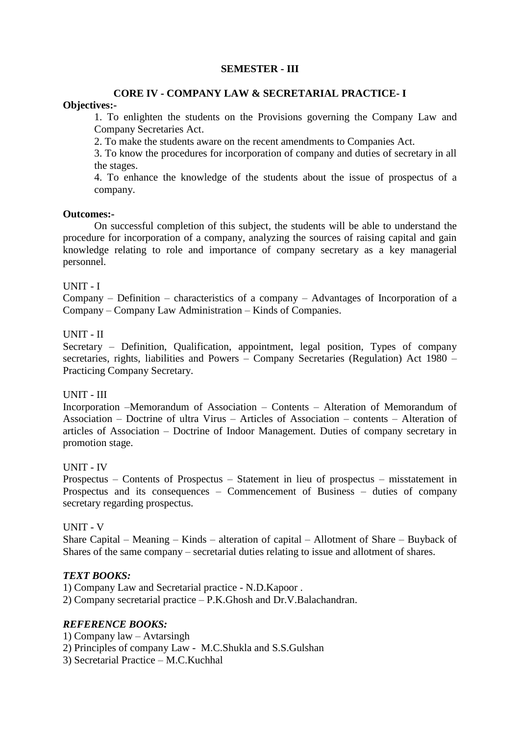## SEMESTER - III

### CORE IV - COMPANY LAW & SECRETARIAL PRACTICE- I

**Objectives:-**

1. To enlighten the students on the Provisions governing the Company Law and Company Secretaries Act.
2. To make the students aware on the recent amendments to Companies Act.
3. To know the procedures for incorporation of company and duties of secretary in all the stages.
4. To enhance the knowledge of the students about the issue of prospectus of a company.

**Outcomes:-**

On successful completion of this subject, the students will be able to understand the procedure for incorporation of a company, analyzing the sources of raising capital and gain knowledge relating to role and importance of company secretary as a key managerial personnel.

UNIT - I

Company – Definition – characteristics of a company – Advantages of Incorporation of a Company – Company Law Administration – Kinds of Companies.

UNIT - II

Secretary – Definition, Qualification, appointment, legal position, Types of company secretaries, rights, liabilities and Powers – Company Secretaries (Regulation) Act 1980 – Practicing Company Secretary.

UNIT - III

Incorporation –Memorandum of Association – Contents – Alteration of Memorandum of Association – Doctrine of ultra Virus – Articles of Association – contents – Alteration of articles of Association – Doctrine of Indoor Management. Duties of company secretary in promotion stage.

UNIT - IV

Prospectus – Contents of Prospectus – Statement in lieu of prospectus – misstatement in Prospectus and its consequences – Commencement of Business – duties of company secretary regarding prospectus.

UNIT - V

Share Capital – Meaning – Kinds – alteration of capital – Allotment of Share – Buyback of Shares of the same company – secretarial duties relating to issue and allotment of shares.

***TEXT BOOKS:***

1) Company Law and Secretarial practice - N.D.Kapoor .
2) Company secretarial practice – P.K.Ghosh and Dr.V.Balachandran.

***REFERENCE BOOKS:***

1) Company law – Avtarsingh
2) Principles of company Law - M.C.Shukla and S.S.Gulshan
3) Secretarial Practice – M.C.Kuchhal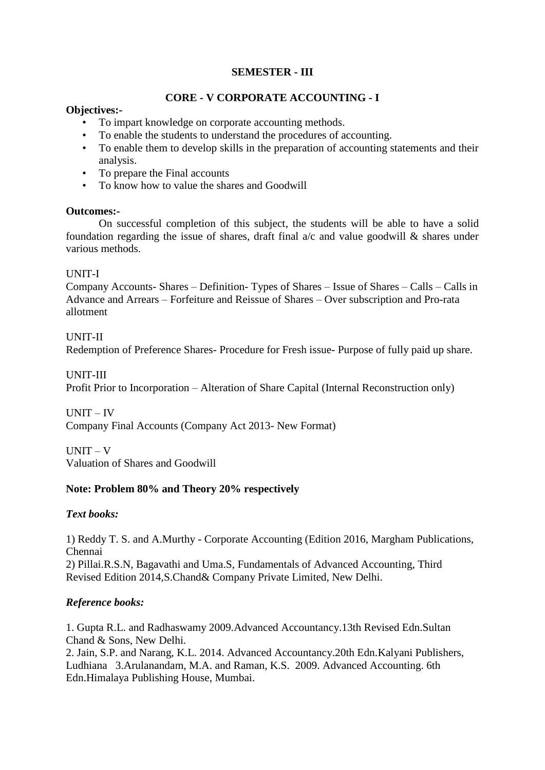## SEMESTER - III

## CORE - V CORPORATE ACCOUNTING - I

**Objectives:-**

- To impart knowledge on corporate accounting methods.
- To enable the students to understand the procedures of accounting.
- To enable them to develop skills in the preparation of accounting statements and their analysis.
- To prepare the Final accounts
- To know how to value the shares and Goodwill

**Outcomes:-**

On successful completion of this subject, the students will be able to have a solid foundation regarding the issue of shares, draft final a/c and value goodwill & shares under various methods.

UNIT-I

Company Accounts- Shares – Definition- Types of Shares – Issue of Shares – Calls – Calls in Advance and Arrears – Forfeiture and Reissue of Shares – Over subscription and Pro-rata allotment

UNIT-II

Redemption of Preference Shares- Procedure for Fresh issue- Purpose of fully paid up share.

UNIT-III

Profit Prior to Incorporation – Alteration of Share Capital (Internal Reconstruction only)

UNIT – IV

Company Final Accounts (Company Act 2013- New Format)

UNIT – V

Valuation of Shares and Goodwill

**Note: Problem 80% and Theory 20% respectively**

***Text books:***

1) Reddy T. S. and A.Murthy - Corporate Accounting (Edition 2016, Margham Publications, Chennai
2) Pillai.R.S.N, Bagavathi and Uma.S, Fundamentals of Advanced Accounting, Third Revised Edition 2014,S.Chand& Company Private Limited, New Delhi.

***Reference books:***

1. Gupta R.L. and Radhaswamy 2009.Advanced Accountancy.13th Revised Edn.Sultan Chand & Sons, New Delhi.
2. Jain, S.P. and Narang, K.L. 2014. Advanced Accountancy.20th Edn.Kalyani Publishers, Ludhiana
3. Arulanandam, M.A. and Raman, K.S. 2009. Advanced Accounting. 6th Edn.Himalaya Publishing House, Mumbai.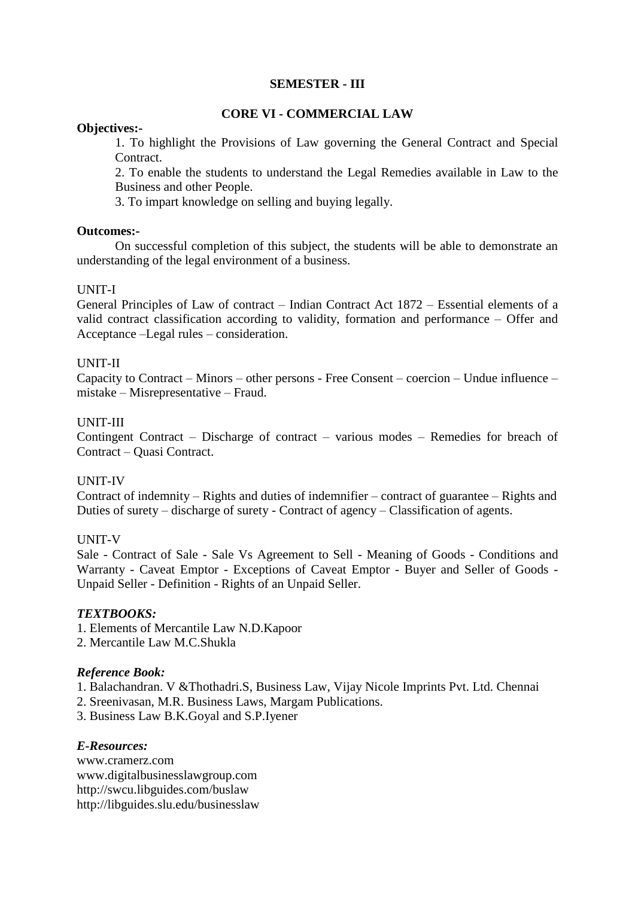## SEMESTER - III

## CORE VI - COMMERCIAL LAW

**Objectives:-**

1. To highlight the Provisions of Law governing the General Contract and Special Contract.
2. To enable the students to understand the Legal Remedies available in Law to the Business and other People.
3. To impart knowledge on selling and buying legally.

**Outcomes:-**

On successful completion of this subject, the students will be able to demonstrate an understanding of the legal environment of a business.

UNIT-I

General Principles of Law of contract – Indian Contract Act 1872 – Essential elements of a valid contract classification according to validity, formation and performance – Offer and Acceptance –Legal rules – consideration.

UNIT-II

Capacity to Contract – Minors – other persons - Free Consent – coercion – Undue influence – mistake – Misrepresentative – Fraud.

UNIT-III

Contingent Contract – Discharge of contract – various modes – Remedies for breach of Contract – Quasi Contract.

UNIT-IV

Contract of indemnity – Rights and duties of indemnifier – contract of guarantee – Rights and Duties of surety – discharge of surety - Contract of agency – Classification of agents.

UNIT-V

Sale - Contract of Sale - Sale Vs Agreement to Sell - Meaning of Goods - Conditions and Warranty - Caveat Emptor - Exceptions of Caveat Emptor - Buyer and Seller of Goods - Unpaid Seller - Definition - Rights of an Unpaid Seller.

***TEXTBOOKS:***

1. Elements of Mercantile Law N.D.Kapoor
2. Mercantile Law M.C.Shukla

***Reference Book:***

1. Balachandran. V &Thothadri.S, Business Law, Vijay Nicole Imprints Pvt. Ltd. Chennai
2. Sreenivasan, M.R. Business Laws, Margam Publications.
3. Business Law B.K.Goyal and S.P.Iyener

***E-Resources:***

www.cramerz.com
www.digitalbusinesslawgroup.com
http://swcu.libguides.com/buslaw
http://libguides.slu.edu/businesslaw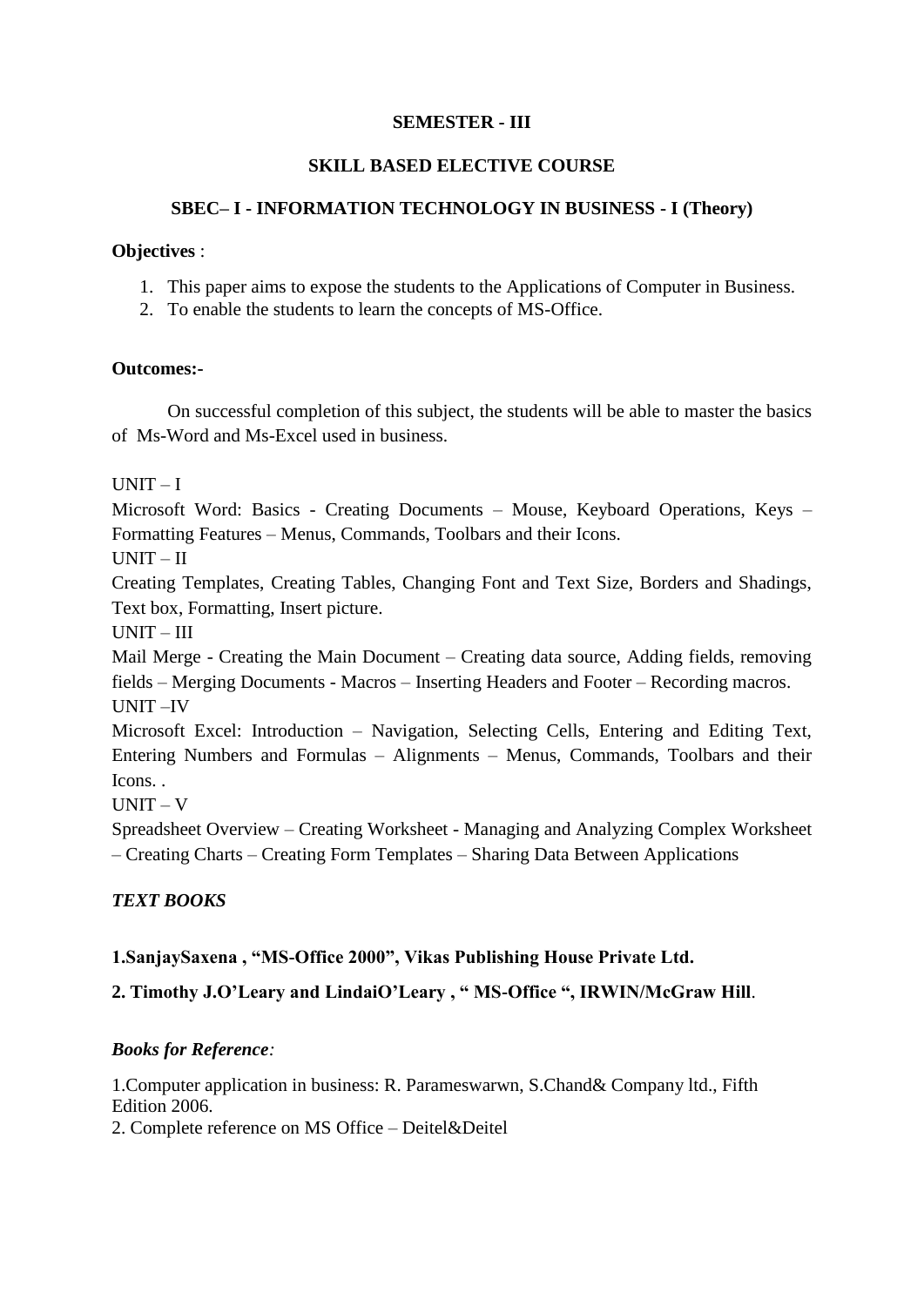**SEMESTER - III**

**SKILL BASED ELECTIVE COURSE**

**SBEC– I - INFORMATION TECHNOLOGY IN BUSINESS - I (Theory)**

**Objectives** :

1. This paper aims to expose the students to the Applications of Computer in Business.
2. To enable the students to learn the concepts of MS-Office.

**Outcomes:-**

On successful completion of this subject, the students will be able to master the basics of Ms-Word and Ms-Excel used in business.

UNIT – I

Microsoft Word: Basics - Creating Documents – Mouse, Keyboard Operations, Keys – Formatting Features – Menus, Commands, Toolbars and their Icons.

UNIT – II

Creating Templates, Creating Tables, Changing Font and Text Size, Borders and Shadings, Text box, Formatting, Insert picture.

UNIT – III

Mail Merge - Creating the Main Document – Creating data source, Adding fields, removing fields – Merging Documents - Macros – Inserting Headers and Footer – Recording macros.

UNIT –IV

Microsoft Excel: Introduction – Navigation, Selecting Cells, Entering and Editing Text, Entering Numbers and Formulas – Alignments – Menus, Commands, Toolbars and their Icons. .

UNIT – V

Spreadsheet Overview – Creating Worksheet - Managing and Analyzing Complex Worksheet – Creating Charts – Creating Form Templates – Sharing Data Between Applications

***TEXT BOOKS***

**1.SanjaySaxena , "MS-Office 2000", Vikas Publishing House Private Ltd.**

**2. Timothy J.O'Leary and LindaiO'Leary , " MS-Office ", IRWIN/McGraw Hill**.

***Books for Reference:***

1.Computer application in business: R. Parameswarwn, S.Chand& Company ltd., Fifth Edition 2006.

2. Complete reference on MS Office – Deitel&Deitel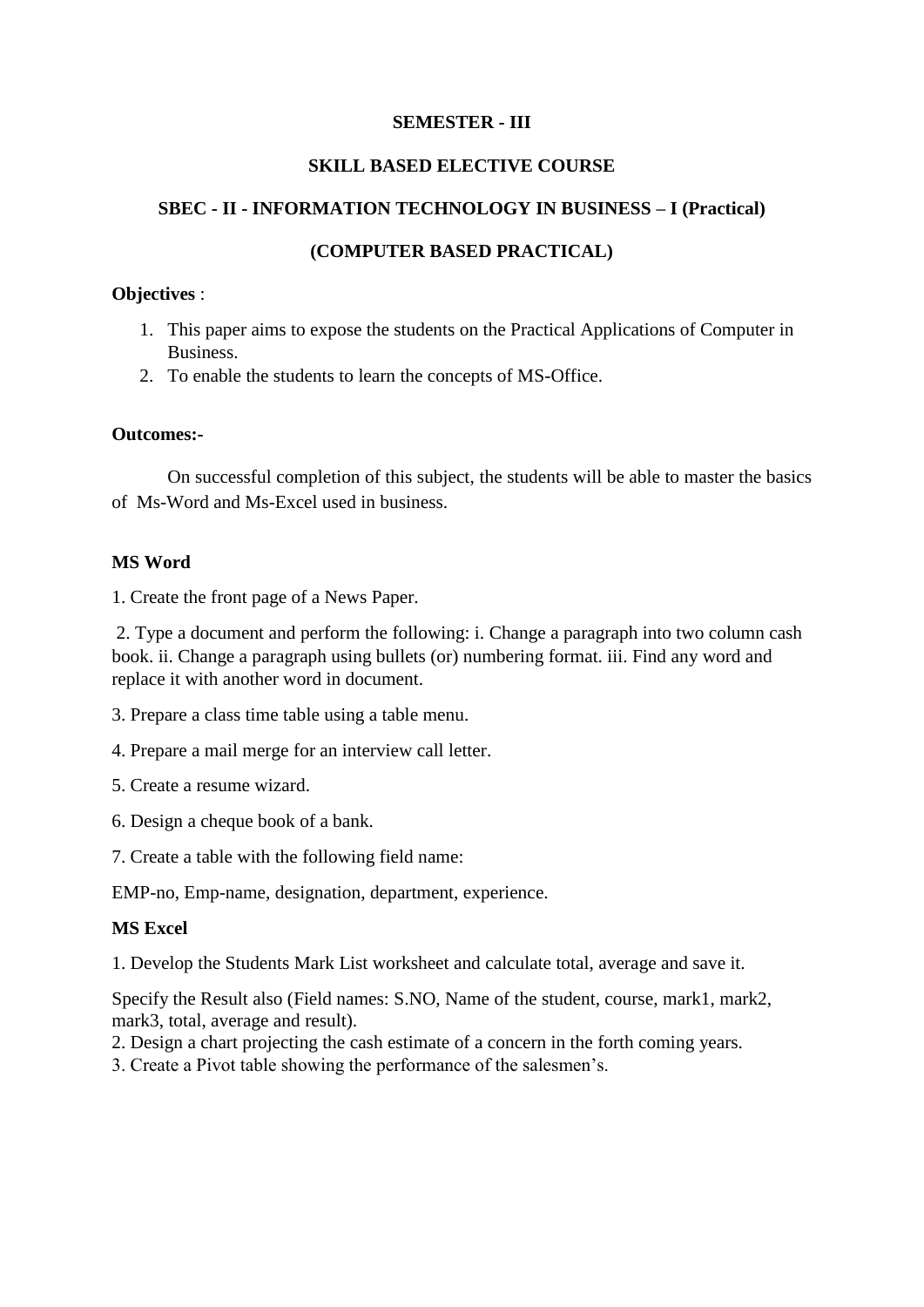**SEMESTER - III**

**SKILL BASED ELECTIVE COURSE**

**SBEC - II - INFORMATION TECHNOLOGY IN BUSINESS – I (Practical)**

**(COMPUTER BASED PRACTICAL)**

**Objectives** :

1. This paper aims to expose the students on the Practical Applications of Computer in Business.
2. To enable the students to learn the concepts of MS-Office.

**Outcomes:-**

On successful completion of this subject, the students will be able to master the basics of Ms-Word and Ms-Excel used in business.

**MS Word**

1. Create the front page of a News Paper.

2. Type a document and perform the following: i. Change a paragraph into two column cash book. ii. Change a paragraph using bullets (or) numbering format. iii. Find any word and replace it with another word in document.

3. Prepare a class time table using a table menu.

4. Prepare a mail merge for an interview call letter.

5. Create a resume wizard.

6. Design a cheque book of a bank.

7. Create a table with the following field name:

EMP-no, Emp-name, designation, department, experience.

**MS Excel**

1. Develop the Students Mark List worksheet and calculate total, average and save it.

Specify the Result also (Field names: S.NO, Name of the student, course, mark1, mark2, mark3, total, average and result).

2. Design a chart projecting the cash estimate of a concern in the forth coming years.

3. Create a Pivot table showing the performance of the salesmen's.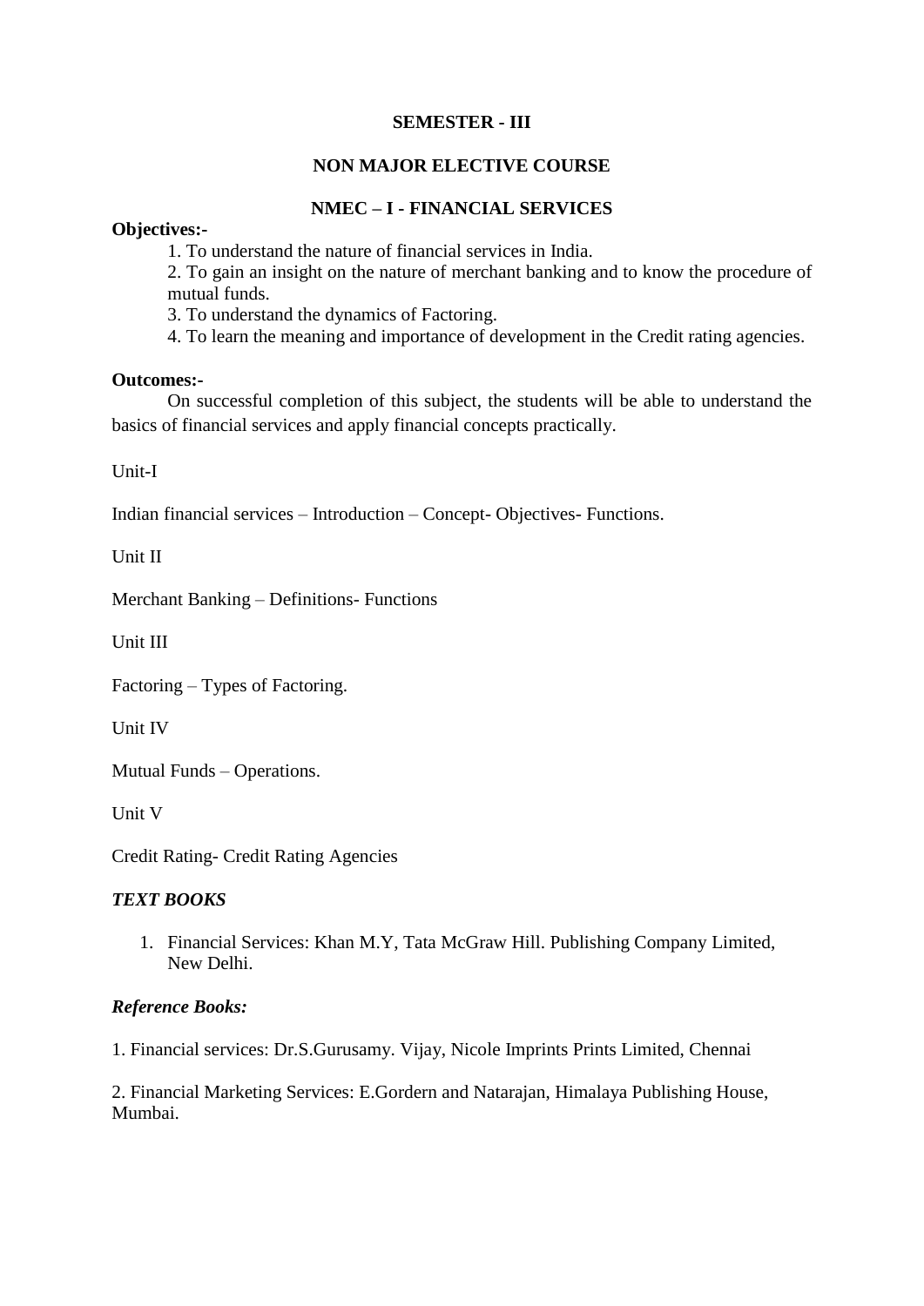**SEMESTER - III**

**NON MAJOR ELECTIVE COURSE**

**NMEC – I - FINANCIAL SERVICES**

**Objectives:-**

1. To understand the nature of financial services in India.
2. To gain an insight on the nature of merchant banking and to know the procedure of mutual funds.
3. To understand the dynamics of Factoring.
4. To learn the meaning and importance of development in the Credit rating agencies.

**Outcomes:-**

On successful completion of this subject, the students will be able to understand the basics of financial services and apply financial concepts practically.

Unit-I

Indian financial services – Introduction – Concept- Objectives- Functions.

Unit II

Merchant Banking – Definitions- Functions

Unit III

Factoring – Types of Factoring.

Unit IV

Mutual Funds – Operations.

Unit V

Credit Rating- Credit Rating Agencies

***TEXT BOOKS***

1. Financial Services: Khan M.Y, Tata McGraw Hill. Publishing Company Limited, New Delhi.

***Reference Books:***

1. Financial services: Dr.S.Gurusamy. Vijay, Nicole Imprints Prints Limited, Chennai

2. Financial Marketing Services: E.Gordern and Natarajan, Himalaya Publishing House, Mumbai.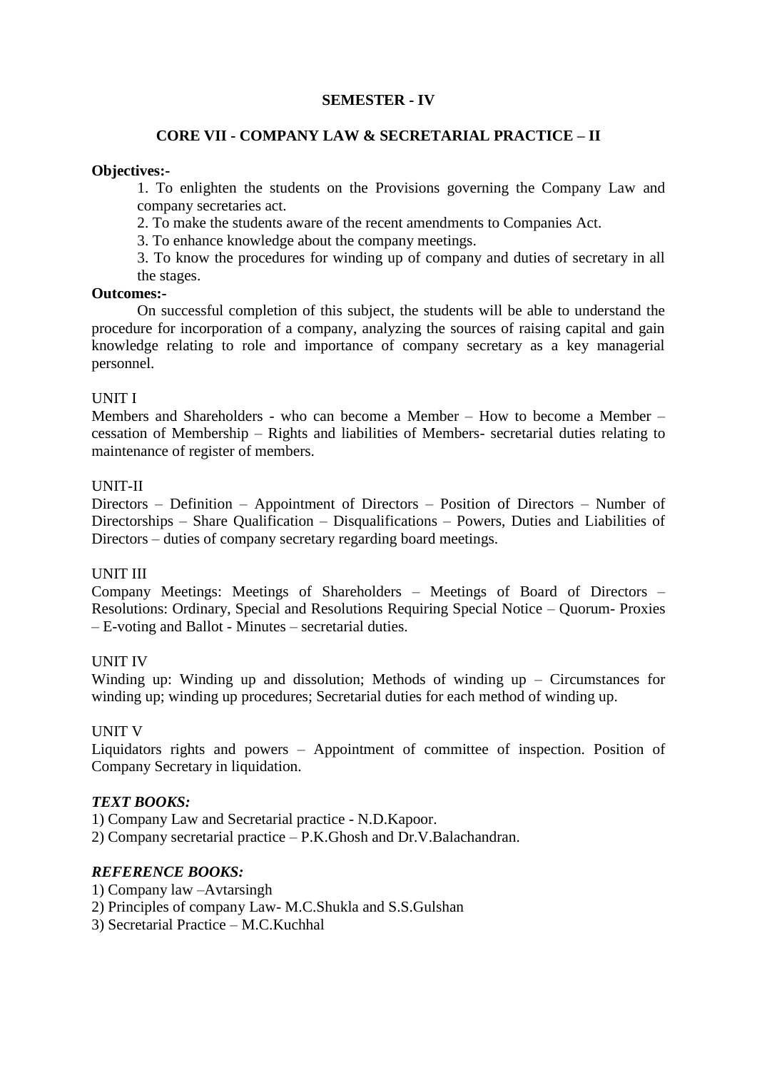**SEMESTER - IV**

**CORE VII - COMPANY LAW & SECRETARIAL PRACTICE – II**

**Objectives:-**

1. To enlighten the students on the Provisions governing the Company Law and company secretaries act.
2. To make the students aware of the recent amendments to Companies Act.
3. To enhance knowledge about the company meetings.
3. To know the procedures for winding up of company and duties of secretary in all the stages.

**Outcomes:-**

On successful completion of this subject, the students will be able to understand the procedure for incorporation of a company, analyzing the sources of raising capital and gain knowledge relating to role and importance of company secretary as a key managerial personnel.

UNIT I

Members and Shareholders - who can become a Member – How to become a Member – cessation of Membership – Rights and liabilities of Members- secretarial duties relating to maintenance of register of members.

UNIT-II

Directors – Definition – Appointment of Directors – Position of Directors – Number of Directorships – Share Qualification – Disqualifications – Powers, Duties and Liabilities of Directors – duties of company secretary regarding board meetings.

UNIT III

Company Meetings: Meetings of Shareholders – Meetings of Board of Directors – Resolutions: Ordinary, Special and Resolutions Requiring Special Notice – Quorum- Proxies – E-voting and Ballot - Minutes – secretarial duties.

UNIT IV

Winding up: Winding up and dissolution; Methods of winding up – Circumstances for winding up; winding up procedures; Secretarial duties for each method of winding up.

UNIT V

Liquidators rights and powers – Appointment of committee of inspection. Position of Company Secretary in liquidation.

***TEXT BOOKS:***

1) Company Law and Secretarial practice - N.D.Kapoor.
2) Company secretarial practice – P.K.Ghosh and Dr.V.Balachandran.

***REFERENCE BOOKS:***

1) Company law –Avtarsingh
2) Principles of company Law- M.C.Shukla and S.S.Gulshan
3) Secretarial Practice – M.C.Kuchhal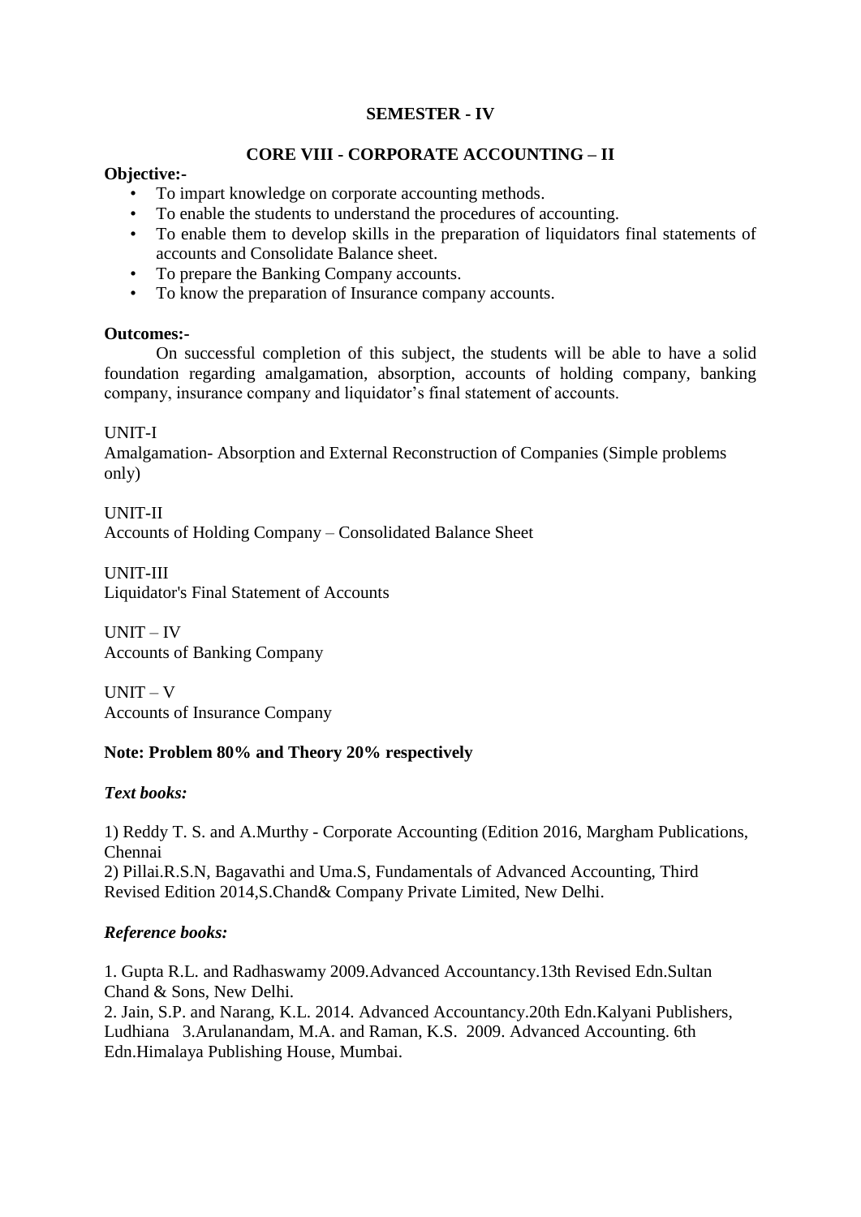## SEMESTER - IV

## CORE VIII - CORPORATE ACCOUNTING – II

**Objective:-**

- To impart knowledge on corporate accounting methods.
- To enable the students to understand the procedures of accounting.
- To enable them to develop skills in the preparation of liquidators final statements of accounts and Consolidate Balance sheet.
- To prepare the Banking Company accounts.
- To know the preparation of Insurance company accounts.

**Outcomes:-**

On successful completion of this subject, the students will be able to have a solid foundation regarding amalgamation, absorption, accounts of holding company, banking company, insurance company and liquidator's final statement of accounts.

UNIT-I
Amalgamation- Absorption and External Reconstruction of Companies (Simple problems only)

UNIT-II
Accounts of Holding Company – Consolidated Balance Sheet

UNIT-III
Liquidator's Final Statement of Accounts

UNIT – IV
Accounts of Banking Company

UNIT – V
Accounts of Insurance Company

**Note: Problem 80% and Theory 20% respectively**

***Text books:***

1) Reddy T. S. and A.Murthy - Corporate Accounting (Edition 2016, Margham Publications, Chennai
2) Pillai.R.S.N, Bagavathi and Uma.S, Fundamentals of Advanced Accounting, Third Revised Edition 2014,S.Chand& Company Private Limited, New Delhi.

***Reference books:***

1. Gupta R.L. and Radhaswamy 2009.Advanced Accountancy.13th Revised Edn.Sultan Chand & Sons, New Delhi.
2. Jain, S.P. and Narang, K.L. 2014. Advanced Accountancy.20th Edn.Kalyani Publishers, Ludhiana 3.Arulanandam, M.A. and Raman, K.S. 2009. Advanced Accounting. 6th Edn.Himalaya Publishing House, Mumbai.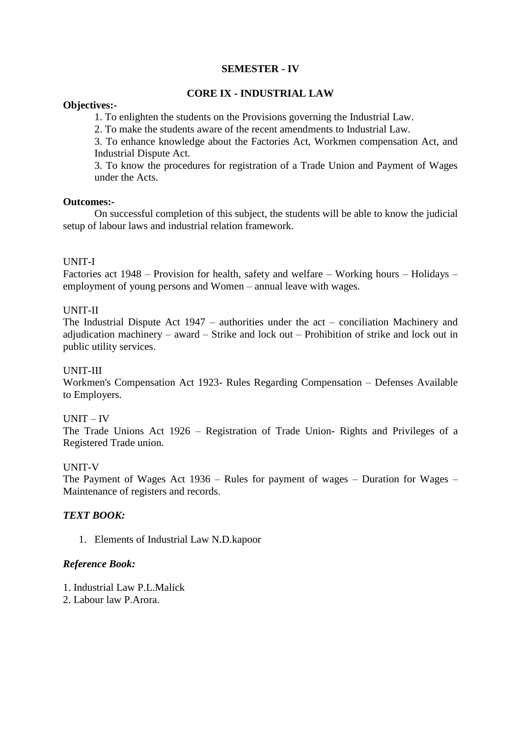## SEMESTER - IV

## CORE IX - INDUSTRIAL LAW

**Objectives:-**

1. To enlighten the students on the Provisions governing the Industrial Law.
2. To make the students aware of the recent amendments to Industrial Law.
3. To enhance knowledge about the Factories Act, Workmen compensation Act, and Industrial Dispute Act.
3. To know the procedures for registration of a Trade Union and Payment of Wages under the Acts.

**Outcomes:-**

On successful completion of this subject, the students will be able to know the judicial setup of labour laws and industrial relation framework.

UNIT-I

Factories act 1948 – Provision for health, safety and welfare – Working hours – Holidays – employment of young persons and Women – annual leave with wages.

UNIT-II

The Industrial Dispute Act 1947 – authorities under the act – conciliation Machinery and adjudication machinery – award – Strike and lock out – Prohibition of strike and lock out in public utility services.

UNIT-III

Workmen's Compensation Act 1923- Rules Regarding Compensation – Defenses Available to Employers.

UNIT – IV

The Trade Unions Act 1926 – Registration of Trade Union- Rights and Privileges of a Registered Trade union.

UNIT-V

The Payment of Wages Act 1936 – Rules for payment of wages – Duration for Wages – Maintenance of registers and records.

***TEXT BOOK:***

1. Elements of Industrial Law N.D.kapoor

***Reference Book:***

1. Industrial Law P.L.Malick
2. Labour law P.Arora.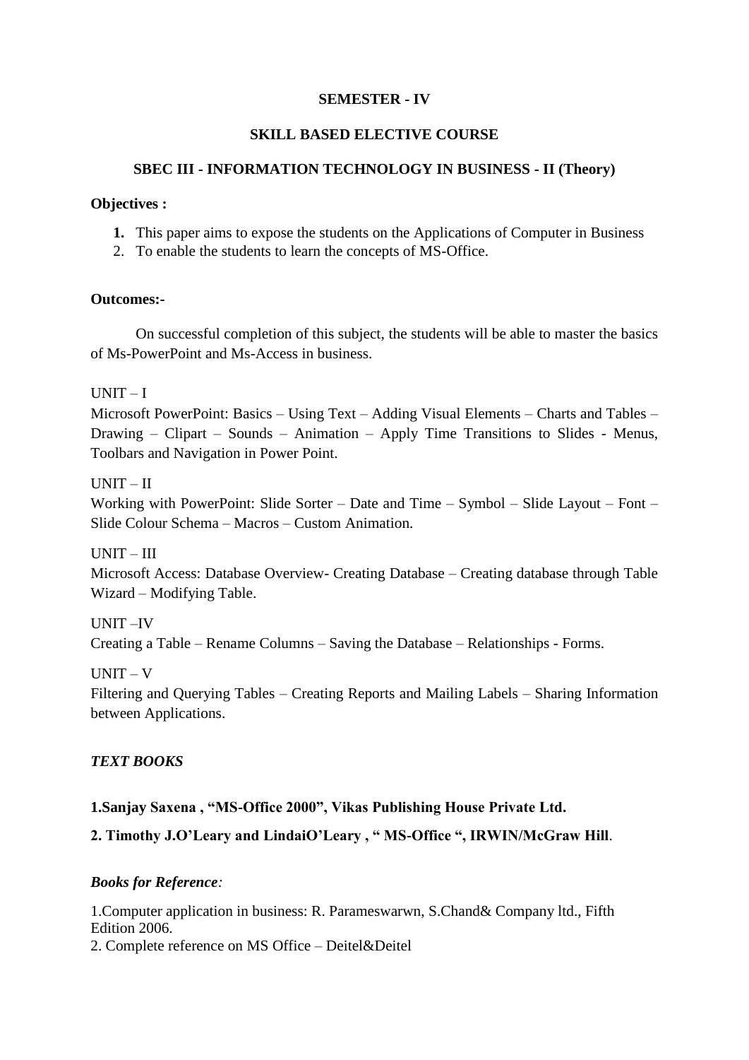**SEMESTER - IV**

**SKILL BASED ELECTIVE COURSE**

**SBEC III - INFORMATION TECHNOLOGY IN BUSINESS - II (Theory)**

**Objectives :**

1. This paper aims to expose the students on the Applications of Computer in Business
2. To enable the students to learn the concepts of MS-Office.

**Outcomes:-**

On successful completion of this subject, the students will be able to master the basics of Ms-PowerPoint and Ms-Access in business.

UNIT – I

Microsoft PowerPoint: Basics – Using Text – Adding Visual Elements – Charts and Tables – Drawing – Clipart – Sounds – Animation – Apply Time Transitions to Slides - Menus, Toolbars and Navigation in Power Point.

UNIT – II

Working with PowerPoint: Slide Sorter – Date and Time – Symbol – Slide Layout – Font – Slide Colour Schema – Macros – Custom Animation.

UNIT – III

Microsoft Access: Database Overview- Creating Database – Creating database through Table Wizard – Modifying Table.

UNIT –IV

Creating a Table – Rename Columns – Saving the Database – Relationships - Forms.

UNIT – V

Filtering and Querying Tables – Creating Reports and Mailing Labels – Sharing Information between Applications.

***TEXT BOOKS***

**1.Sanjay Saxena , "MS-Office 2000", Vikas Publishing House Private Ltd.**

**2. Timothy J.O'Leary and LindaiO'Leary , " MS-Office ", IRWIN/McGraw Hill**.

***Books for Reference****:*

1.Computer application in business: R. Parameswarwn, S.Chand& Company ltd., Fifth Edition 2006.

2. Complete reference on MS Office – Deitel&Deitel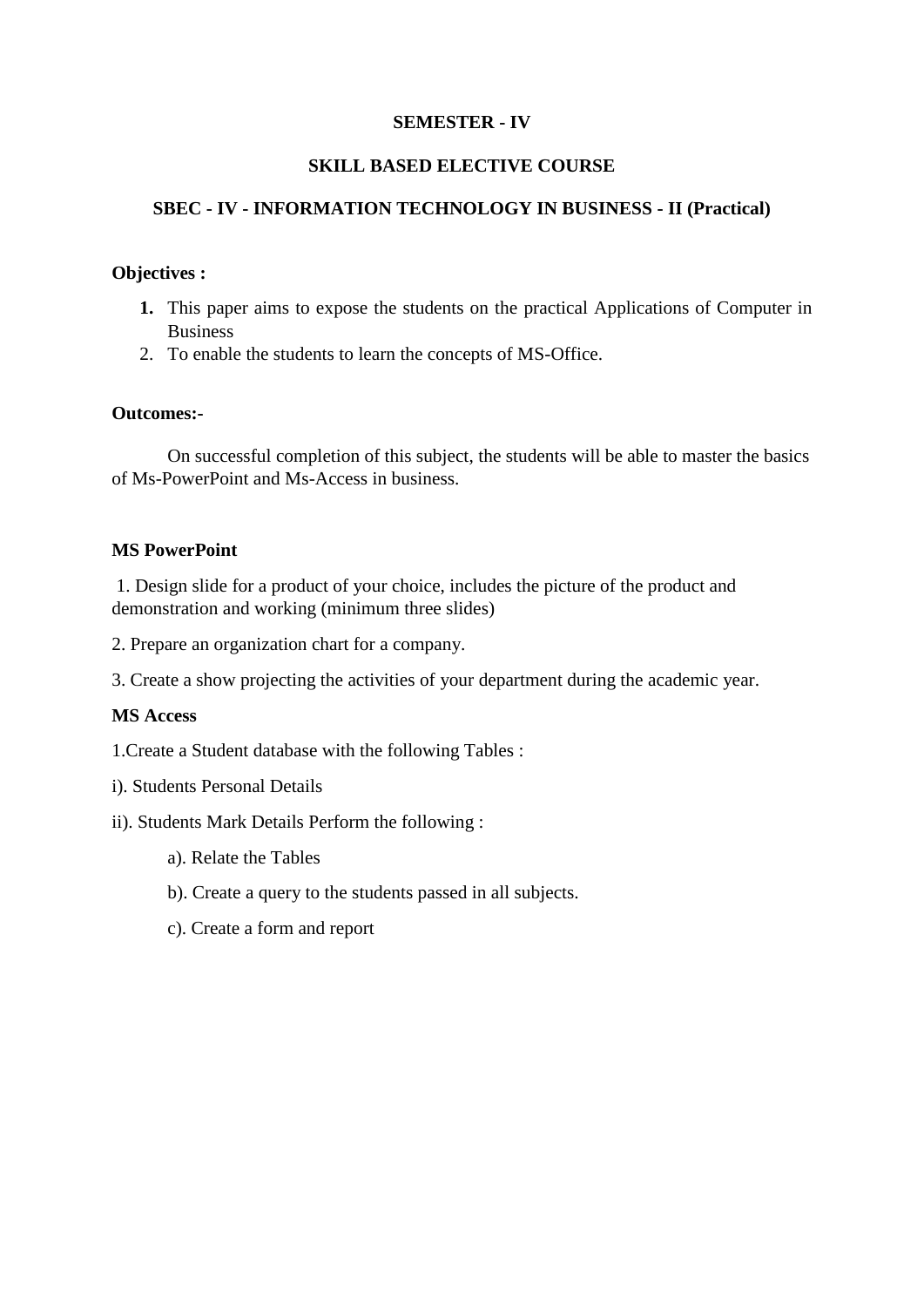**SEMESTER - IV**

**SKILL BASED ELECTIVE COURSE**

**SBEC - IV - INFORMATION TECHNOLOGY IN BUSINESS - II (Practical)**

**Objectives :**

1. This paper aims to expose the students on the practical Applications of Computer in Business
2. To enable the students to learn the concepts of MS-Office.

**Outcomes:-**

On successful completion of this subject, the students will be able to master the basics of Ms-PowerPoint and Ms-Access in business.

**MS PowerPoint**

1. Design slide for a product of your choice, includes the picture of the product and demonstration and working (minimum three slides)

2. Prepare an organization chart for a company.

3. Create a show projecting the activities of your department during the academic year.

**MS Access**

1.Create a Student database with the following Tables :

i). Students Personal Details

ii). Students Mark Details Perform the following :

a). Relate the Tables

b). Create a query to the students passed in all subjects.

c). Create a form and report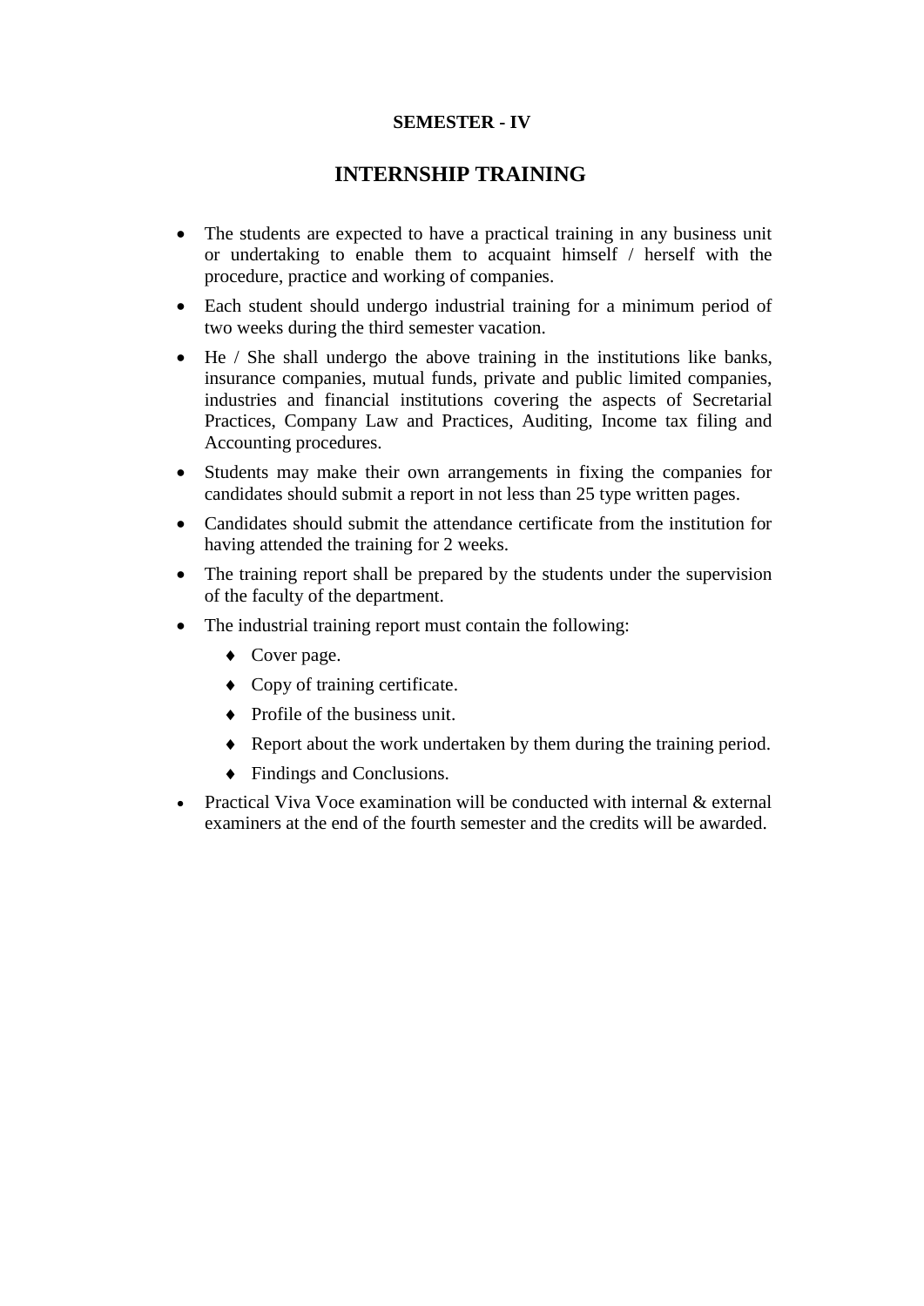**SEMESTER - IV**

## INTERNSHIP TRAINING

- The students are expected to have a practical training in any business unit or undertaking to enable them to acquaint himself / herself with the procedure, practice and working of companies.
- Each student should undergo industrial training for a minimum period of two weeks during the third semester vacation.
- He / She shall undergo the above training in the institutions like banks, insurance companies, mutual funds, private and public limited companies, industries and financial institutions covering the aspects of Secretarial Practices, Company Law and Practices, Auditing, Income tax filing and Accounting procedures.
- Students may make their own arrangements in fixing the companies for candidates should submit a report in not less than 25 type written pages.
- Candidates should submit the attendance certificate from the institution for having attended the training for 2 weeks.
- The training report shall be prepared by the students under the supervision of the faculty of the department.
- The industrial training report must contain the following:
  - Cover page.
  - Copy of training certificate.
  - Profile of the business unit.
  - Report about the work undertaken by them during the training period.
  - Findings and Conclusions.
- Practical Viva Voce examination will be conducted with internal & external examiners at the end of the fourth semester and the credits will be awarded.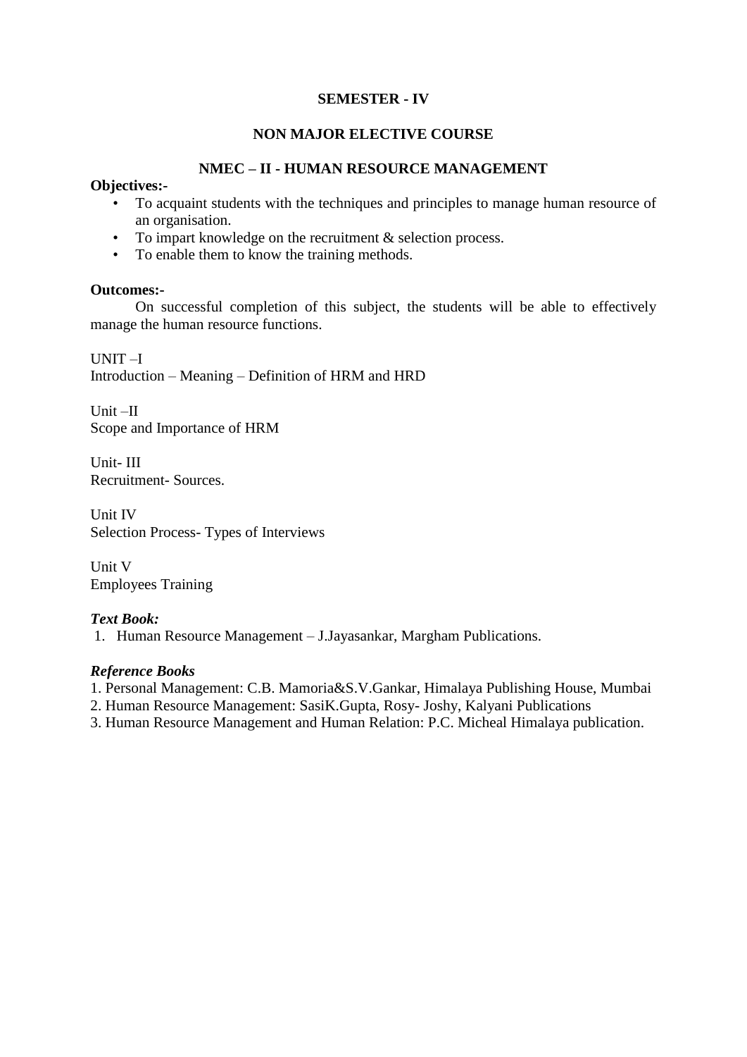**SEMESTER - IV**

**NON MAJOR ELECTIVE COURSE**

**NMEC – II - HUMAN RESOURCE MANAGEMENT**

**Objectives:-**

- To acquaint students with the techniques and principles to manage human resource of an organisation.
- To impart knowledge on the recruitment & selection process.
- To enable them to know the training methods.

**Outcomes:-**

On successful completion of this subject, the students will be able to effectively manage the human resource functions.

UNIT –I
Introduction – Meaning – Definition of HRM and HRD

Unit –II
Scope and Importance of HRM

Unit- III
Recruitment- Sources.

Unit IV
Selection Process- Types of Interviews

Unit V
Employees Training

***Text Book:***

1. Human Resource Management – J.Jayasankar, Margham Publications.

***Reference Books***

1. Personal Management: C.B. Mamoria&S.V.Gankar, Himalaya Publishing House, Mumbai
2. Human Resource Management: SasiK.Gupta, Rosy- Joshy, Kalyani Publications
3. Human Resource Management and Human Relation: P.C. Micheal Himalaya publication.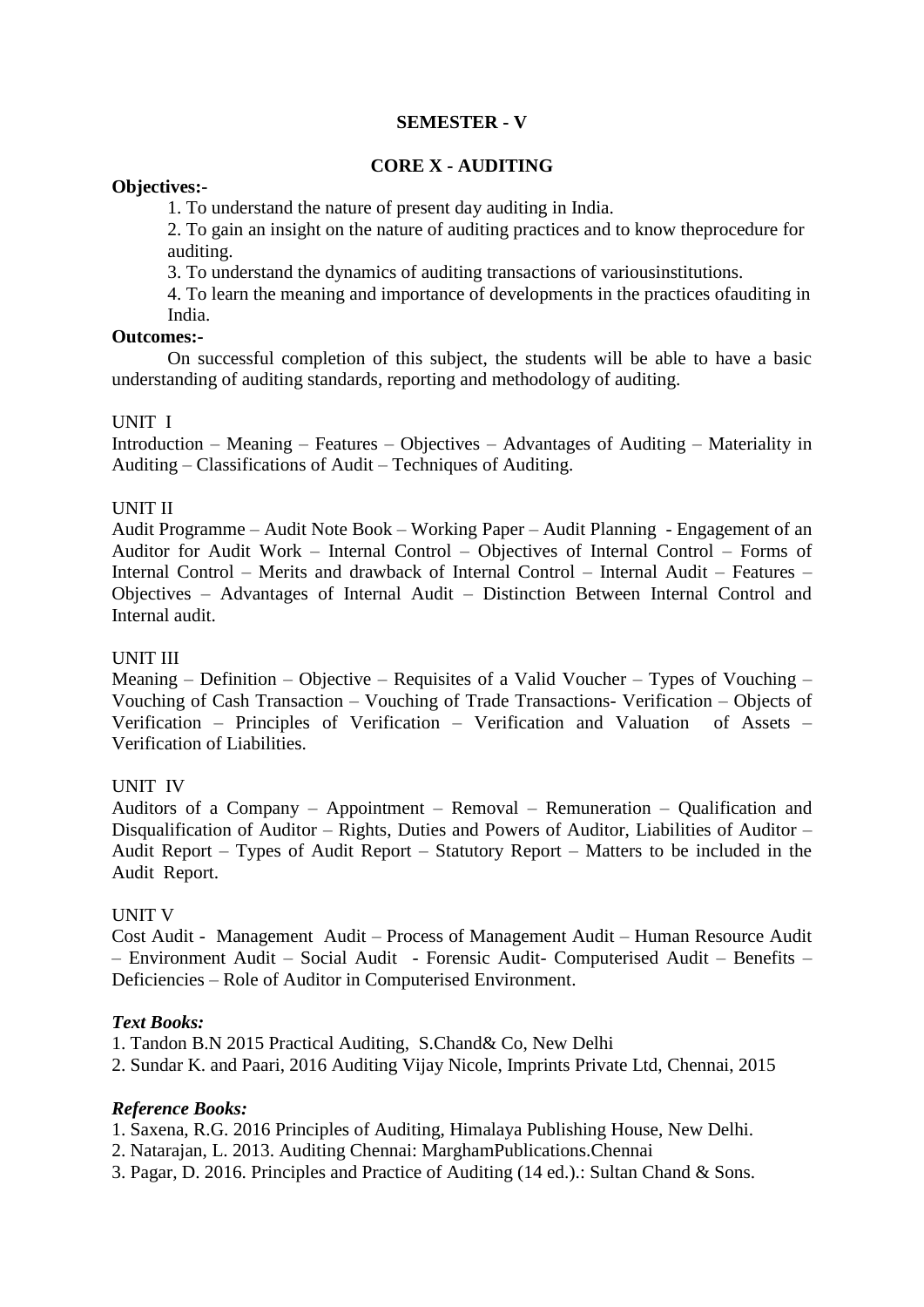## SEMESTER - V

## CORE X - AUDITING

**Objectives:-**

1. To understand the nature of present day auditing in India.
2. To gain an insight on the nature of auditing practices and to know theprocedure for auditing.
3. To understand the dynamics of auditing transactions of variousinstitutions.
4. To learn the meaning and importance of developments in the practices ofauditing in India.

**Outcomes:-**

On successful completion of this subject, the students will be able to have a basic understanding of auditing standards, reporting and methodology of auditing.

UNIT I

Introduction – Meaning – Features – Objectives – Advantages of Auditing – Materiality in Auditing – Classifications of Audit – Techniques of Auditing.

UNIT II

Audit Programme – Audit Note Book – Working Paper – Audit Planning - Engagement of an Auditor for Audit Work – Internal Control – Objectives of Internal Control – Forms of Internal Control – Merits and drawback of Internal Control – Internal Audit – Features – Objectives – Advantages of Internal Audit – Distinction Between Internal Control and Internal audit.

UNIT III

Meaning – Definition – Objective – Requisites of a Valid Voucher – Types of Vouching – Vouching of Cash Transaction – Vouching of Trade Transactions- Verification – Objects of Verification – Principles of Verification – Verification and Valuation of Assets – Verification of Liabilities.

UNIT IV

Auditors of a Company – Appointment – Removal – Remuneration – Qualification and Disqualification of Auditor – Rights, Duties and Powers of Auditor, Liabilities of Auditor – Audit Report – Types of Audit Report – Statutory Report – Matters to be included in the Audit Report.

UNIT V

Cost Audit - Management Audit – Process of Management Audit – Human Resource Audit – Environment Audit – Social Audit - Forensic Audit- Computerised Audit – Benefits – Deficiencies – Role of Auditor in Computerised Environment.

***Text Books:***

1. Tandon B.N 2015 Practical Auditing, S.Chand& Co, New Delhi
2. Sundar K. and Paari, 2016 Auditing Vijay Nicole, Imprints Private Ltd, Chennai, 2015

***Reference Books:***

1. Saxena, R.G. 2016 Principles of Auditing, Himalaya Publishing House, New Delhi.
2. Natarajan, L. 2013. Auditing Chennai: MarghamPublications.Chennai
3. Pagar, D. 2016. Principles and Practice of Auditing (14 ed.).: Sultan Chand & Sons.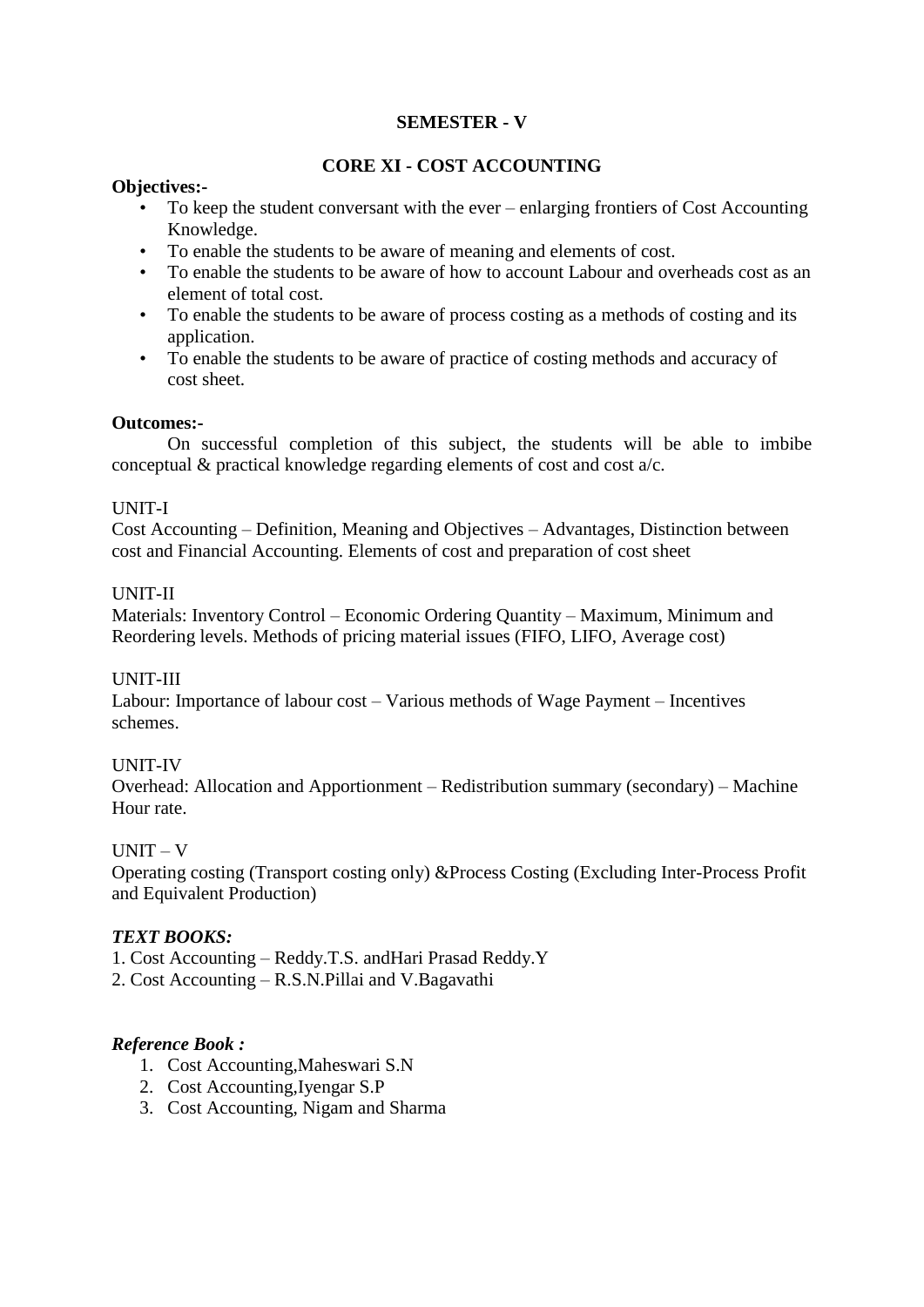## SEMESTER - V

## CORE XI - COST ACCOUNTING

**Objectives:-**

- To keep the student conversant with the ever – enlarging frontiers of Cost Accounting Knowledge.
- To enable the students to be aware of meaning and elements of cost.
- To enable the students to be aware of how to account Labour and overheads cost as an element of total cost.
- To enable the students to be aware of process costing as a methods of costing and its application.
- To enable the students to be aware of practice of costing methods and accuracy of cost sheet.

**Outcomes:-**

On successful completion of this subject, the students will be able to imbibe conceptual & practical knowledge regarding elements of cost and cost a/c.

UNIT-I

Cost Accounting – Definition, Meaning and Objectives – Advantages, Distinction between cost and Financial Accounting. Elements of cost and preparation of cost sheet

UNIT-II

Materials: Inventory Control – Economic Ordering Quantity – Maximum, Minimum and Reordering levels. Methods of pricing material issues (FIFO, LIFO, Average cost)

UNIT-III

Labour: Importance of labour cost – Various methods of Wage Payment – Incentives schemes.

UNIT-IV

Overhead: Allocation and Apportionment – Redistribution summary (secondary) – Machine Hour rate.

UNIT – V

Operating costing (Transport costing only) &Process Costing (Excluding Inter-Process Profit and Equivalent Production)

***TEXT BOOKS:***

1. Cost Accounting – Reddy.T.S. andHari Prasad Reddy.Y
2. Cost Accounting – R.S.N.Pillai and V.Bagavathi

***Reference Book :***

1. Cost Accounting,Maheswari S.N
2. Cost Accounting,Iyengar S.P
3. Cost Accounting, Nigam and Sharma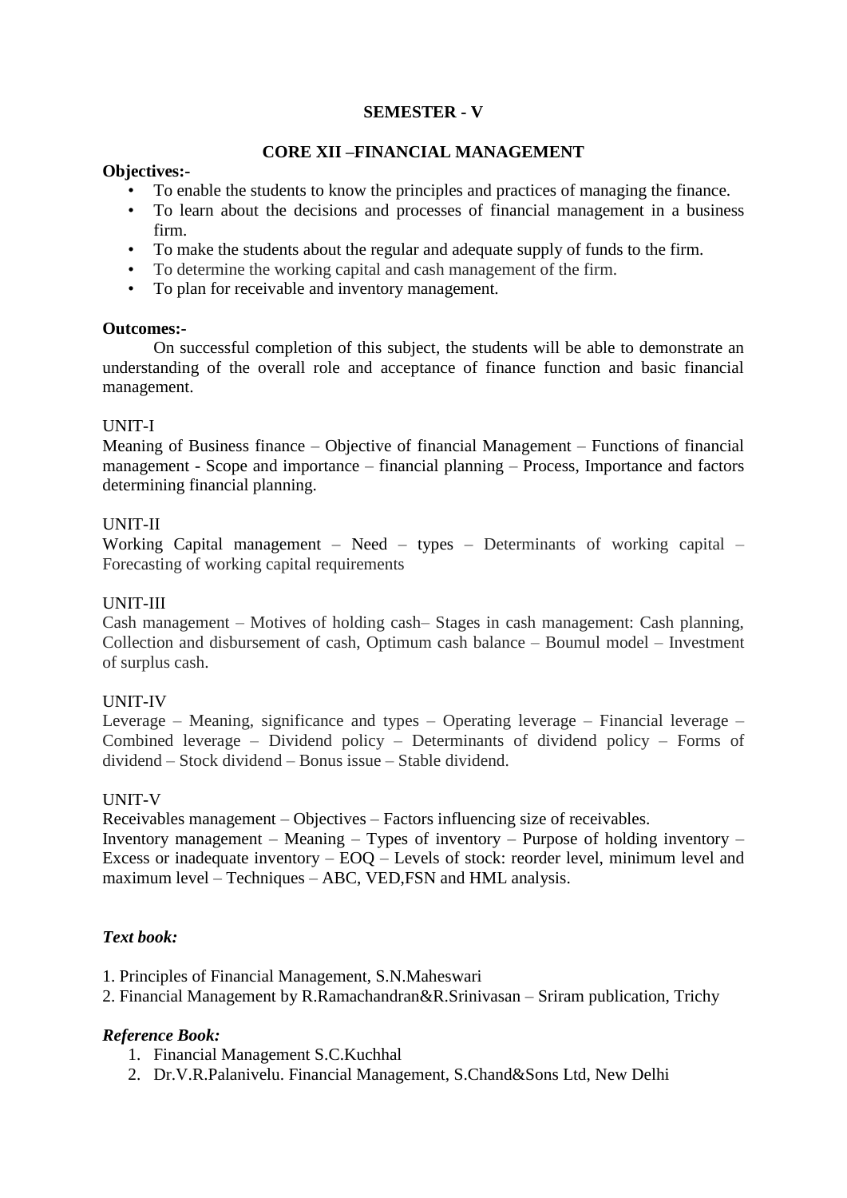## SEMESTER - V

## CORE XII –FINANCIAL MANAGEMENT

**Objectives:-**

- To enable the students to know the principles and practices of managing the finance.
- To learn about the decisions and processes of financial management in a business firm.
- To make the students about the regular and adequate supply of funds to the firm.
- To determine the working capital and cash management of the firm.
- To plan for receivable and inventory management.

**Outcomes:-**

On successful completion of this subject, the students will be able to demonstrate an understanding of the overall role and acceptance of finance function and basic financial management.

UNIT-I

Meaning of Business finance – Objective of financial Management – Functions of financial management - Scope and importance – financial planning – Process, Importance and factors determining financial planning.

UNIT-II

Working Capital management – Need – types – Determinants of working capital – Forecasting of working capital requirements

UNIT-III

Cash management – Motives of holding cash– Stages in cash management: Cash planning, Collection and disbursement of cash, Optimum cash balance – Boumul model – Investment of surplus cash.

UNIT-IV

Leverage – Meaning, significance and types – Operating leverage – Financial leverage – Combined leverage – Dividend policy – Determinants of dividend policy – Forms of dividend – Stock dividend – Bonus issue – Stable dividend.

UNIT-V

Receivables management – Objectives – Factors influencing size of receivables.
Inventory management – Meaning – Types of inventory – Purpose of holding inventory – Excess or inadequate inventory – EOQ – Levels of stock: reorder level, minimum level and maximum level – Techniques – ABC, VED,FSN and HML analysis.

***Text book:***

1. Principles of Financial Management, S.N.Maheswari
2. Financial Management by R.Ramachandran&R.Srinivasan – Sriram publication, Trichy

***Reference Book:***

1. Financial Management S.C.Kuchhal
2. Dr.V.R.Palanivelu. Financial Management, S.Chand&Sons Ltd, New Delhi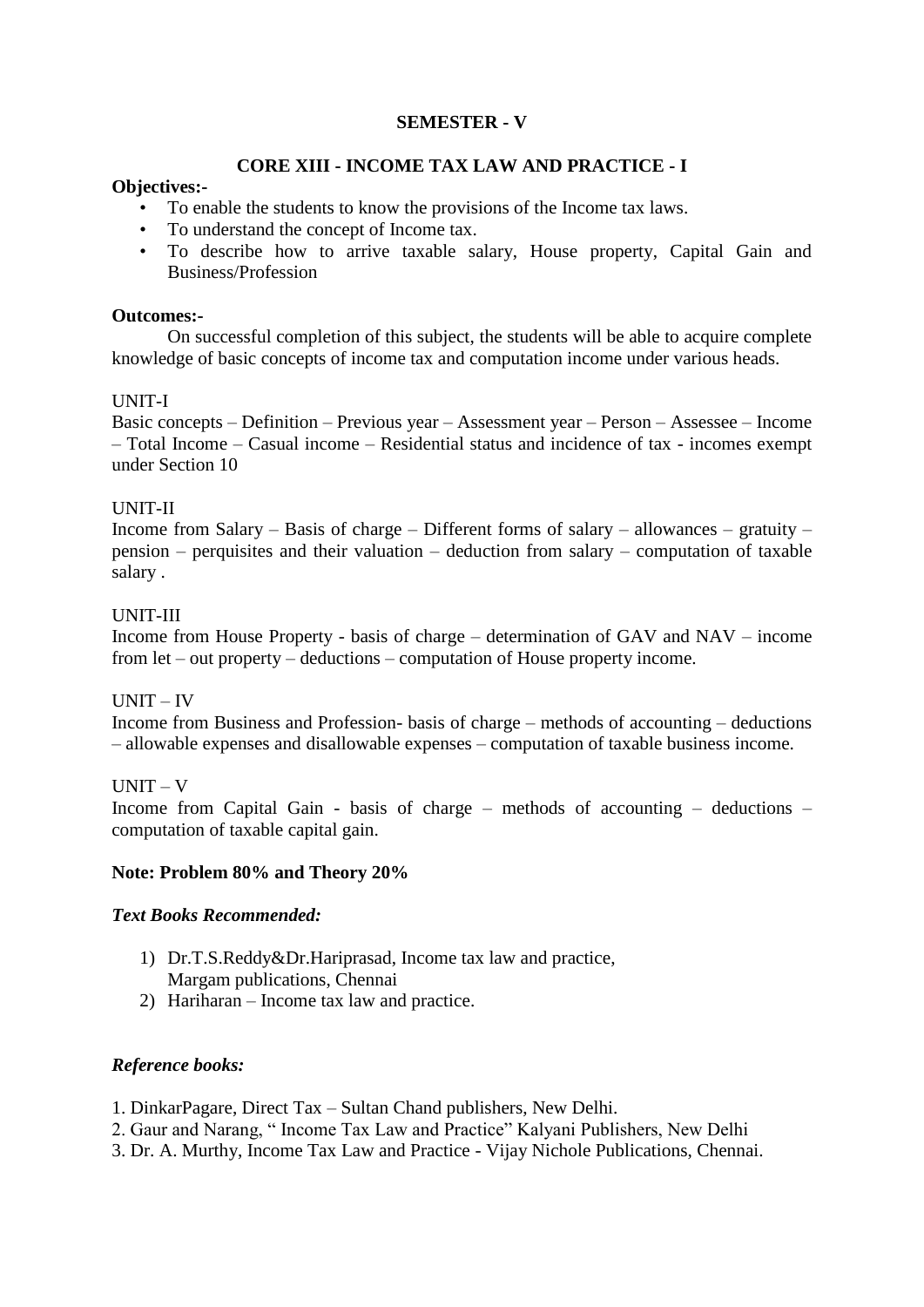## SEMESTER - V

### CORE XIII - INCOME TAX LAW AND PRACTICE - I

**Objectives:-**

- To enable the students to know the provisions of the Income tax laws.
- To understand the concept of Income tax.
- To describe how to arrive taxable salary, House property, Capital Gain and Business/Profession

**Outcomes:-**

On successful completion of this subject, the students will be able to acquire complete knowledge of basic concepts of income tax and computation income under various heads.

UNIT-I

Basic concepts – Definition – Previous year – Assessment year – Person – Assessee – Income – Total Income – Casual income – Residential status and incidence of tax - incomes exempt under Section 10

UNIT-II

Income from Salary – Basis of charge – Different forms of salary – allowances – gratuity – pension – perquisites and their valuation – deduction from salary – computation of taxable salary .

UNIT-III

Income from House Property - basis of charge – determination of GAV and NAV – income from let – out property – deductions – computation of House property income.

UNIT – IV

Income from Business and Profession- basis of charge – methods of accounting – deductions – allowable expenses and disallowable expenses – computation of taxable business income.

UNIT – V

Income from Capital Gain - basis of charge – methods of accounting – deductions – computation of taxable capital gain.

**Note: Problem 80% and Theory 20%**

***Text Books Recommended:***

1) Dr.T.S.Reddy&Dr.Hariprasad, Income tax law and practice, Margam publications, Chennai
2) Hariharan – Income tax law and practice.

***Reference books:***

1. DinkarPagare, Direct Tax – Sultan Chand publishers, New Delhi.
2. Gaur and Narang, " Income Tax Law and Practice" Kalyani Publishers, New Delhi
3. Dr. A. Murthy, Income Tax Law and Practice - Vijay Nichole Publications, Chennai.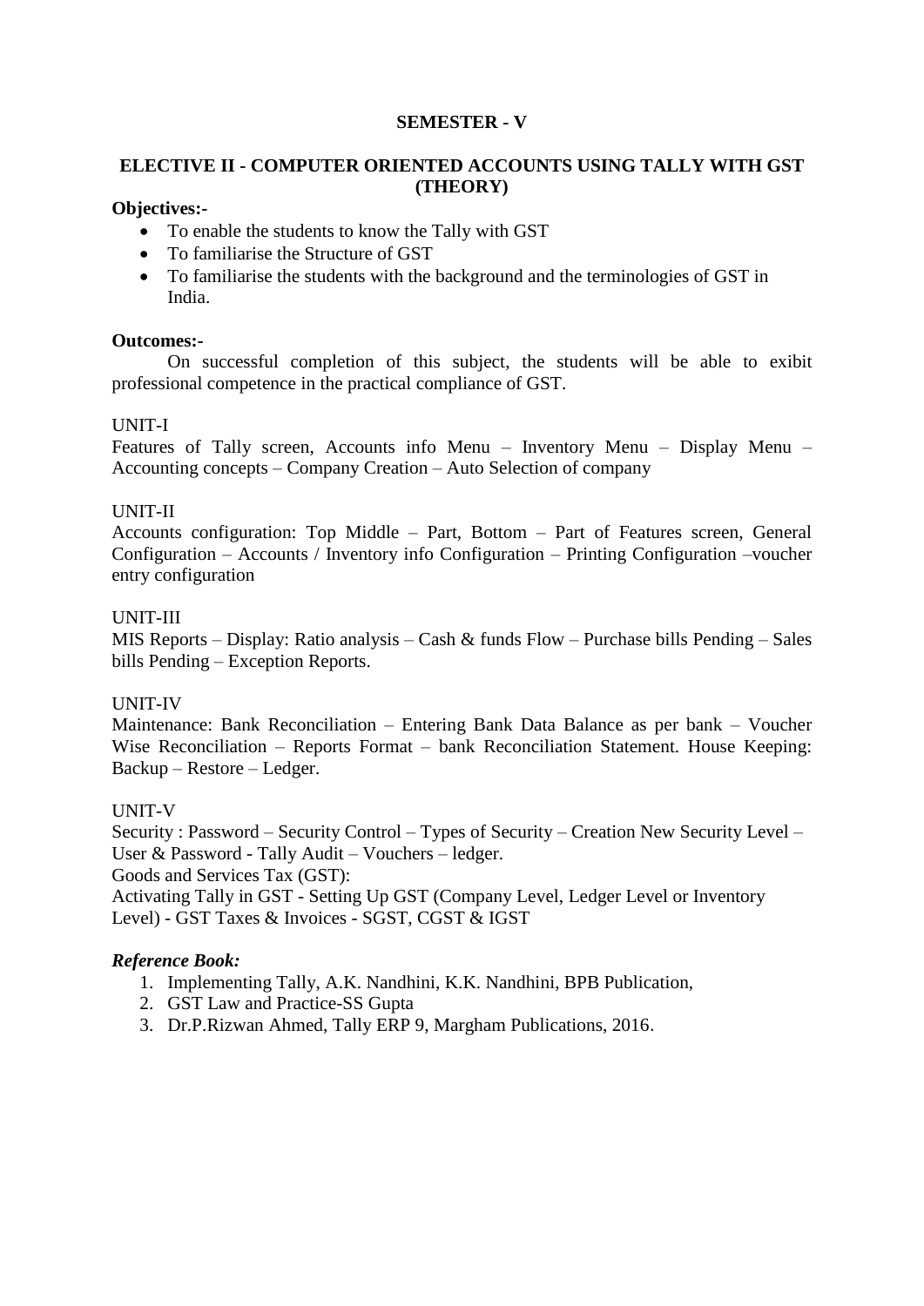## SEMESTER - V

## ELECTIVE II - COMPUTER ORIENTED ACCOUNTS USING TALLY WITH GST (THEORY)

**Objectives:-**

- To enable the students to know the Tally with GST
- To familiarise the Structure of GST
- To familiarise the students with the background and the terminologies of GST in India.

**Outcomes:-**

On successful completion of this subject, the students will be able to exibit professional competence in the practical compliance of GST.

UNIT-I

Features of Tally screen, Accounts info Menu – Inventory Menu – Display Menu – Accounting concepts – Company Creation – Auto Selection of company

UNIT-II

Accounts configuration: Top Middle – Part, Bottom – Part of Features screen, General Configuration – Accounts / Inventory info Configuration – Printing Configuration –voucher entry configuration

UNIT-III

MIS Reports – Display: Ratio analysis – Cash & funds Flow – Purchase bills Pending – Sales bills Pending – Exception Reports.

UNIT-IV

Maintenance: Bank Reconciliation – Entering Bank Data Balance as per bank – Voucher Wise Reconciliation – Reports Format – bank Reconciliation Statement. House Keeping: Backup – Restore – Ledger.

UNIT-V

Security : Password – Security Control – Types of Security – Creation New Security Level – User & Password - Tally Audit – Vouchers – ledger.

Goods and Services Tax (GST):

Activating Tally in GST - Setting Up GST (Company Level, Ledger Level or Inventory Level) - GST Taxes & Invoices - SGST, CGST & IGST

***Reference Book:***

1. Implementing Tally, A.K. Nandhini, K.K. Nandhini, BPB Publication,
2. GST Law and Practice-SS Gupta
3. Dr.P.Rizwan Ahmed, Tally ERP 9, Margham Publications, 2016.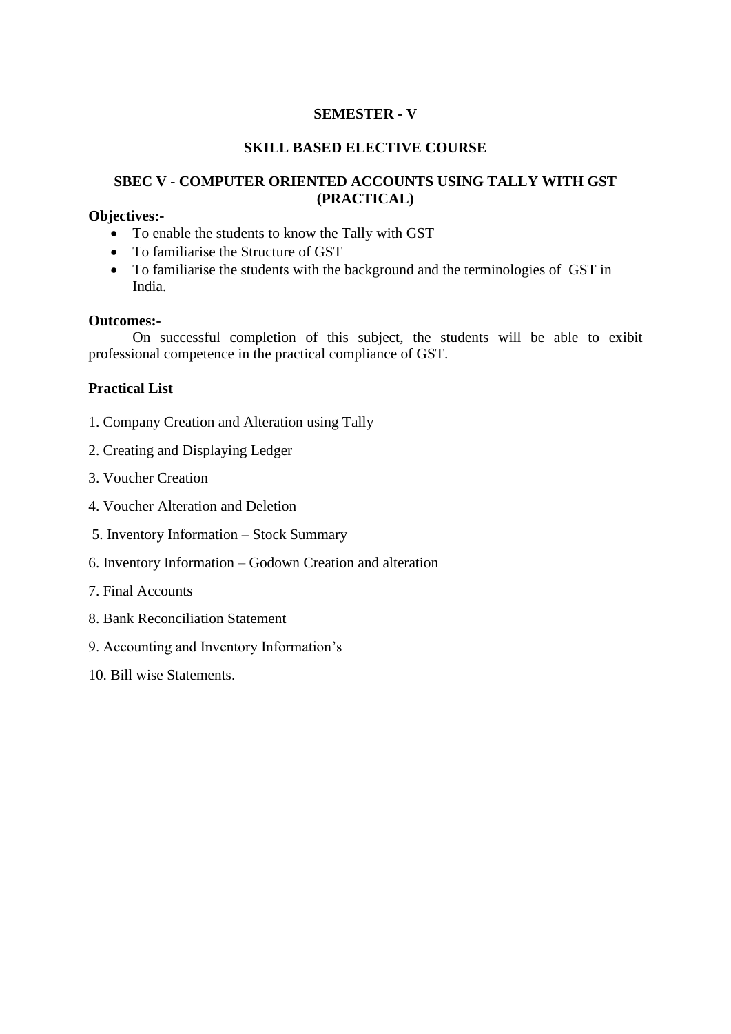**SEMESTER - V**

**SKILL BASED ELECTIVE COURSE**

**SBEC V - COMPUTER ORIENTED ACCOUNTS USING TALLY WITH GST (PRACTICAL)**

**Objectives:-**

- To enable the students to know the Tally with GST
- To familiarise the Structure of GST
- To familiarise the students with the background and the terminologies of GST in India.

**Outcomes:-**

On successful completion of this subject, the students will be able to exibit professional competence in the practical compliance of GST.

**Practical List**

1. Company Creation and Alteration using Tally
2. Creating and Displaying Ledger
3. Voucher Creation
4. Voucher Alteration and Deletion
5. Inventory Information – Stock Summary
6. Inventory Information – Godown Creation and alteration
7. Final Accounts
8. Bank Reconciliation Statement
9. Accounting and Inventory Information's
10. Bill wise Statements.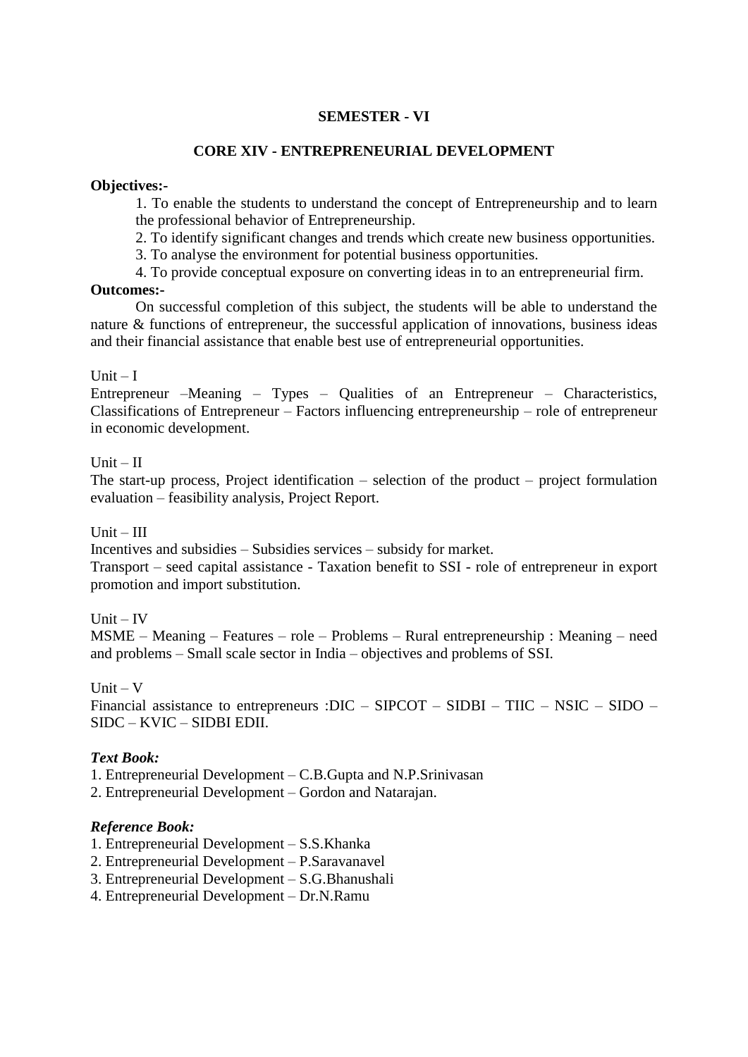## SEMESTER - VI

## CORE XIV - ENTREPRENEURIAL DEVELOPMENT

**Objectives:-**

1. To enable the students to understand the concept of Entrepreneurship and to learn the professional behavior of Entrepreneurship.
2. To identify significant changes and trends which create new business opportunities.
3. To analyse the environment for potential business opportunities.
4. To provide conceptual exposure on converting ideas in to an entrepreneurial firm.

**Outcomes:-**

On successful completion of this subject, the students will be able to understand the nature & functions of entrepreneur, the successful application of innovations, business ideas and their financial assistance that enable best use of entrepreneurial opportunities.

Unit – I

Entrepreneur –Meaning – Types – Qualities of an Entrepreneur – Characteristics, Classifications of Entrepreneur – Factors influencing entrepreneurship – role of entrepreneur in economic development.

Unit – II

The start-up process, Project identification – selection of the product – project formulation evaluation – feasibility analysis, Project Report.

Unit – III

Incentives and subsidies – Subsidies services – subsidy for market.
Transport – seed capital assistance - Taxation benefit to SSI - role of entrepreneur in export promotion and import substitution.

Unit – IV

MSME – Meaning – Features – role – Problems – Rural entrepreneurship : Meaning – need and problems – Small scale sector in India – objectives and problems of SSI.

Unit – V

Financial assistance to entrepreneurs :DIC – SIPCOT – SIDBI – TIIC – NSIC – SIDO – SIDC – KVIC – SIDBI EDII.

***Text Book:***

1. Entrepreneurial Development – C.B.Gupta and N.P.Srinivasan
2. Entrepreneurial Development – Gordon and Natarajan.

***Reference Book:***

1. Entrepreneurial Development – S.S.Khanka
2. Entrepreneurial Development – P.Saravanavel
3. Entrepreneurial Development – S.G.Bhanushali
4. Entrepreneurial Development – Dr.N.Ramu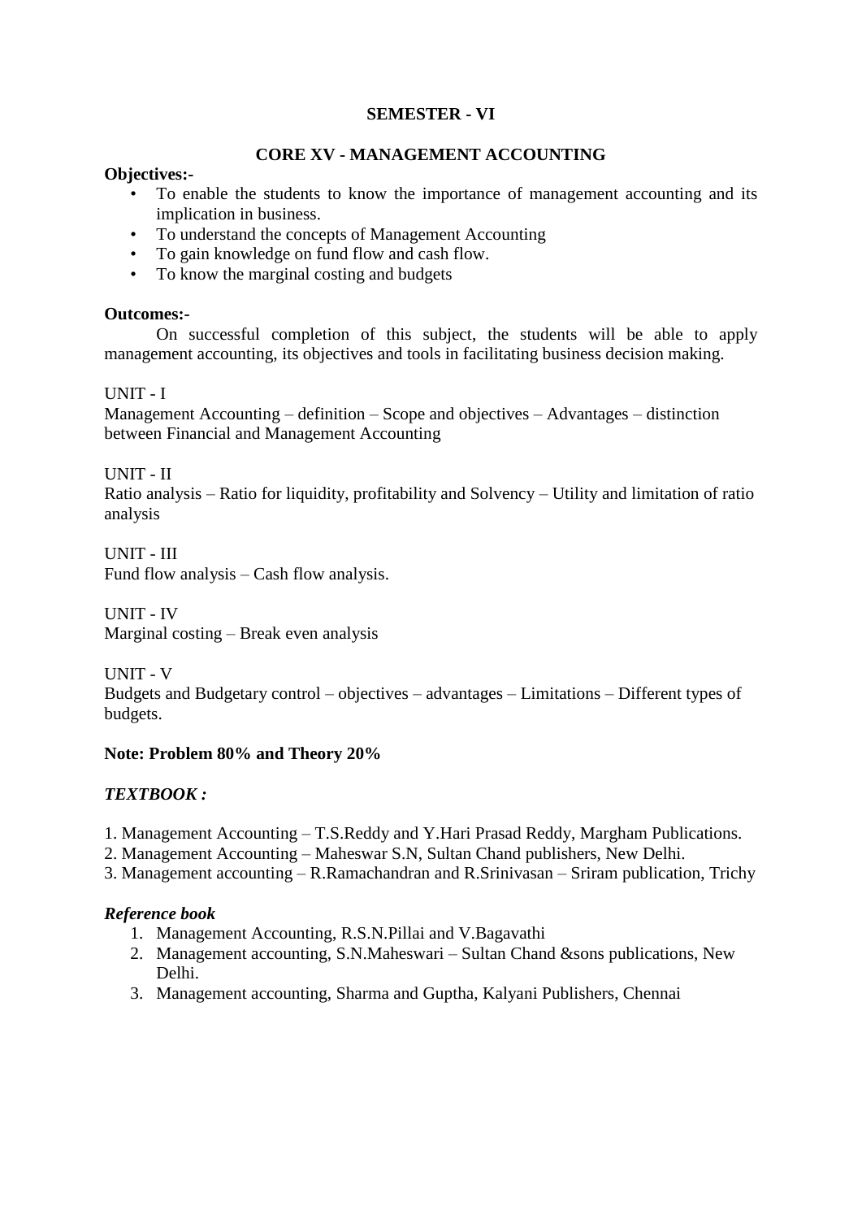## SEMESTER - VI

## CORE XV - MANAGEMENT ACCOUNTING

**Objectives:-**

- To enable the students to know the importance of management accounting and its implication in business.
- To understand the concepts of Management Accounting
- To gain knowledge on fund flow and cash flow.
- To know the marginal costing and budgets

**Outcomes:-**

On successful completion of this subject, the students will be able to apply management accounting, its objectives and tools in facilitating business decision making.

UNIT - I

Management Accounting – definition – Scope and objectives – Advantages – distinction between Financial and Management Accounting

UNIT - II

Ratio analysis – Ratio for liquidity, profitability and Solvency – Utility and limitation of ratio analysis

UNIT - III

Fund flow analysis – Cash flow analysis.

UNIT - IV

Marginal costing – Break even analysis

UNIT - V

Budgets and Budgetary control – objectives – advantages – Limitations – Different types of budgets.

**Note: Problem 80% and Theory 20%**

***TEXTBOOK :***

1. Management Accounting – T.S.Reddy and Y.Hari Prasad Reddy, Margham Publications.
2. Management Accounting – Maheswar S.N, Sultan Chand publishers, New Delhi.
3. Management accounting – R.Ramachandran and R.Srinivasan – Sriram publication, Trichy

***Reference book***

1. Management Accounting, R.S.N.Pillai and V.Bagavathi
2. Management accounting, S.N.Maheswari – Sultan Chand &sons publications, New Delhi.
3. Management accounting, Sharma and Guptha, Kalyani Publishers, Chennai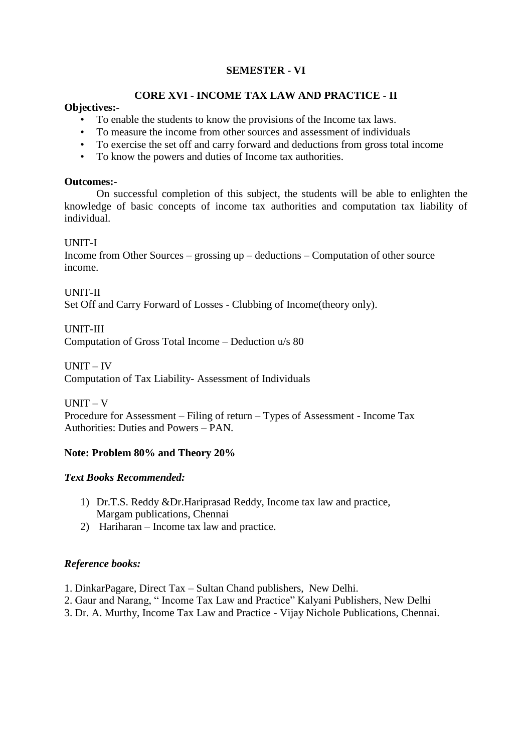## SEMESTER - VI

### CORE XVI - INCOME TAX LAW AND PRACTICE - II

**Objectives:-**

- To enable the students to know the provisions of the Income tax laws.
- To measure the income from other sources and assessment of individuals
- To exercise the set off and carry forward and deductions from gross total income
- To know the powers and duties of Income tax authorities.

**Outcomes:-**

On successful completion of this subject, the students will be able to enlighten the knowledge of basic concepts of income tax authorities and computation tax liability of individual.

UNIT-I

Income from Other Sources – grossing up – deductions – Computation of other source income.

UNIT-II

Set Off and Carry Forward of Losses - Clubbing of Income(theory only).

UNIT-III

Computation of Gross Total Income – Deduction u/s 80

UNIT – IV

Computation of Tax Liability- Assessment of Individuals

UNIT – V

Procedure for Assessment – Filing of return – Types of Assessment - Income Tax Authorities: Duties and Powers – PAN.

**Note: Problem 80% and Theory 20%**

***Text Books Recommended:***

1) Dr.T.S. Reddy &Dr.Hariprasad Reddy, Income tax law and practice, Margam publications, Chennai
2) Hariharan – Income tax law and practice.

***Reference books:***

1. DinkarPagare, Direct Tax – Sultan Chand publishers, New Delhi.
2. Gaur and Narang, " Income Tax Law and Practice" Kalyani Publishers, New Delhi
3. Dr. A. Murthy, Income Tax Law and Practice - Vijay Nichole Publications, Chennai.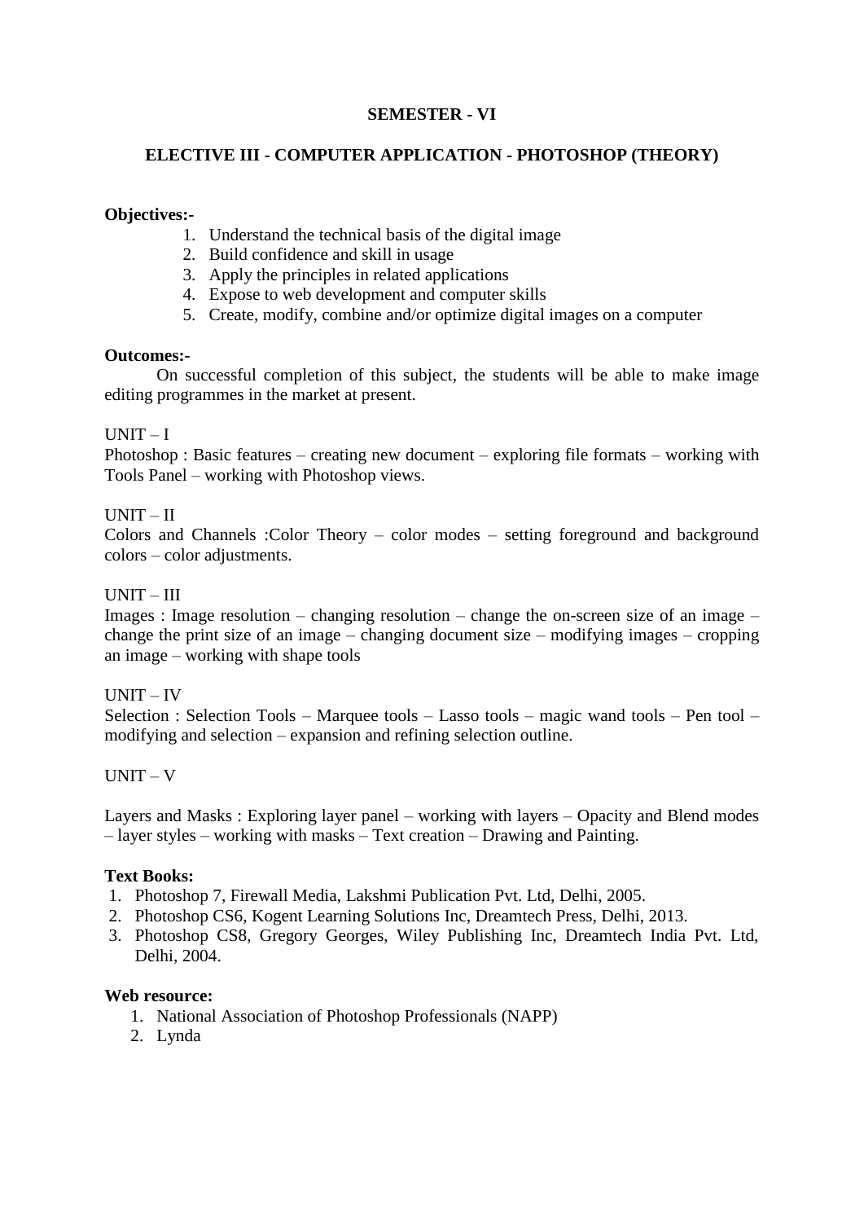## SEMESTER - VI

## ELECTIVE III - COMPUTER APPLICATION - PHOTOSHOP (THEORY)

**Objectives:-**

1. Understand the technical basis of the digital image
2. Build confidence and skill in usage
3. Apply the principles in related applications
4. Expose to web development and computer skills
5. Create, modify, combine and/or optimize digital images on a computer

**Outcomes:-**

On successful completion of this subject, the students will be able to make image editing programmes in the market at present.

UNIT – I

Photoshop : Basic features – creating new document – exploring file formats – working with Tools Panel – working with Photoshop views.

UNIT – II

Colors and Channels :Color Theory – color modes – setting foreground and background colors – color adjustments.

UNIT – III

Images : Image resolution – changing resolution – change the on-screen size of an image – change the print size of an image – changing document size – modifying images – cropping an image – working with shape tools

UNIT – IV

Selection : Selection Tools – Marquee tools – Lasso tools – magic wand tools – Pen tool – modifying and selection – expansion and refining selection outline.

UNIT – V

Layers and Masks : Exploring layer panel – working with layers – Opacity and Blend modes – layer styles – working with masks – Text creation – Drawing and Painting.

**Text Books:**

1. Photoshop 7, Firewall Media, Lakshmi Publication Pvt. Ltd, Delhi, 2005.
2. Photoshop CS6, Kogent Learning Solutions Inc, Dreamtech Press, Delhi, 2013.
3. Photoshop CS8, Gregory Georges, Wiley Publishing Inc, Dreamtech India Pvt. Ltd, Delhi, 2004.

**Web resource:**

1. National Association of Photoshop Professionals (NAPP)
2. Lynda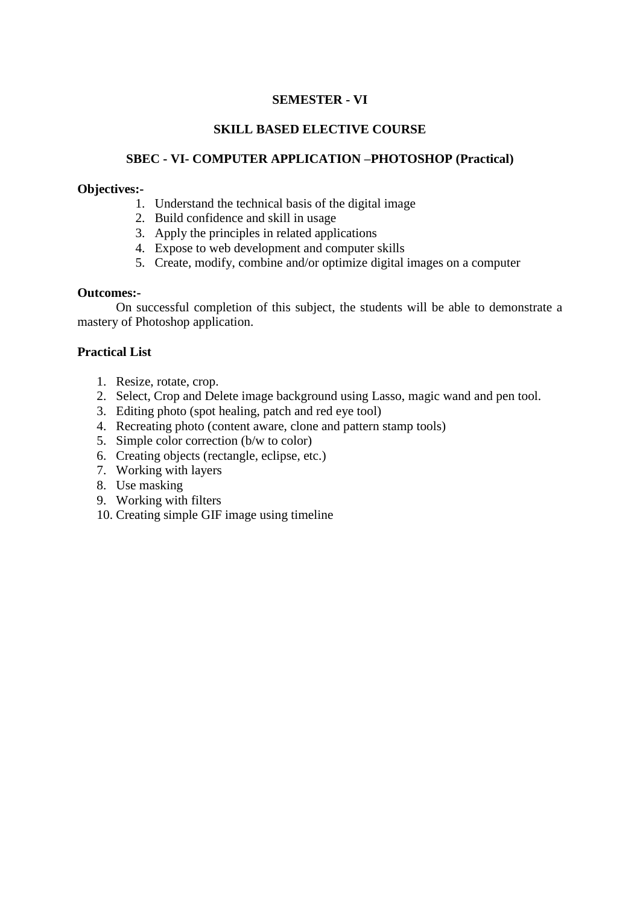# SEMESTER - VI

## SKILL BASED ELECTIVE COURSE

## SBEC - VI- COMPUTER APPLICATION –PHOTOSHOP (Practical)

**Objectives:-**

1. Understand the technical basis of the digital image
2. Build confidence and skill in usage
3. Apply the principles in related applications
4. Expose to web development and computer skills
5. Create, modify, combine and/or optimize digital images on a computer

**Outcomes:-**

On successful completion of this subject, the students will be able to demonstrate a mastery of Photoshop application.

**Practical List**

1. Resize, rotate, crop.
2. Select, Crop and Delete image background using Lasso, magic wand and pen tool.
3. Editing photo (spot healing, patch and red eye tool)
4. Recreating photo (content aware, clone and pattern stamp tools)
5. Simple color correction (b/w to color)
6. Creating objects (rectangle, eclipse, etc.)
7. Working with layers
8. Use masking
9. Working with filters
10. Creating simple GIF image using timeline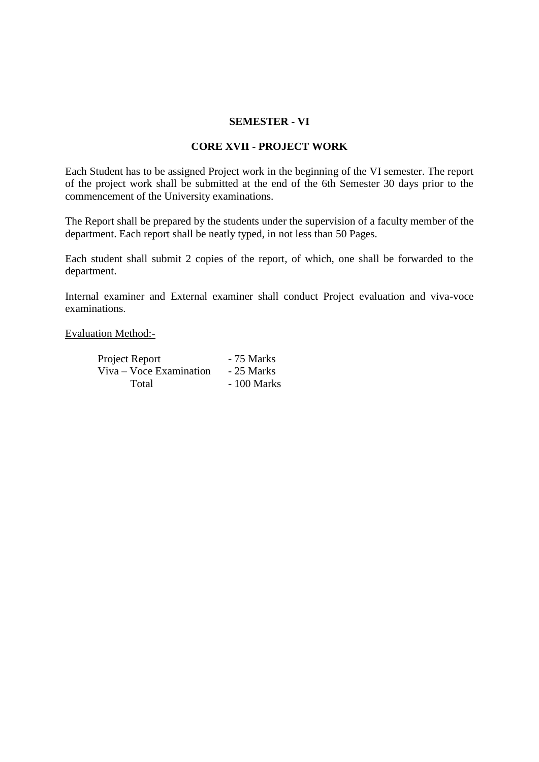## SEMESTER - VI

### CORE XVII - PROJECT WORK

Each Student has to be assigned Project work in the beginning of the VI semester. The report of the project work shall be submitted at the end of the 6th Semester 30 days prior to the commencement of the University examinations.

The Report shall be prepared by the students under the supervision of a faculty member of the department. Each report shall be neatly typed, in not less than 50 Pages.

Each student shall submit 2 copies of the report, of which, one shall be forwarded to the department.

Internal examiner and External examiner shall conduct Project evaluation and viva-voce examinations.

<u>Evaluation Method:-</u>

| | |
|---|---|
| Project Report | - 75 Marks |
| Viva – Voce Examination | - 25 Marks |
| Total | - 100 Marks |